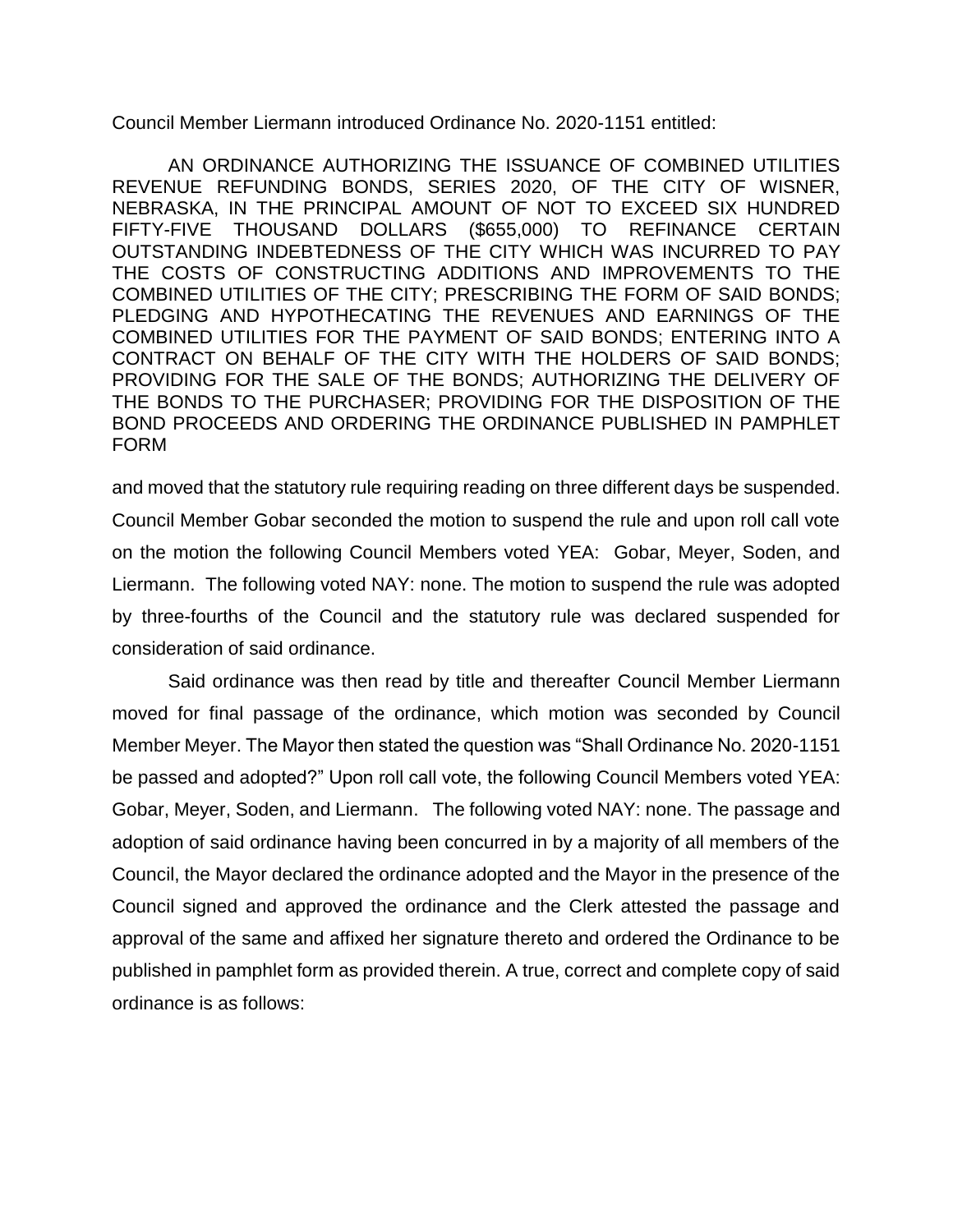Council Member Liermann introduced Ordinance No. 2020-1151 entitled:

AN ORDINANCE AUTHORIZING THE ISSUANCE OF COMBINED UTILITIES REVENUE REFUNDING BONDS, SERIES 2020, OF THE CITY OF WISNER, NEBRASKA, IN THE PRINCIPAL AMOUNT OF NOT TO EXCEED SIX HUNDRED FIFTY-FIVE THOUSAND DOLLARS ($655,000) TO REFINANCE CERTAIN OUTSTANDING INDEBTEDNESS OF THE CITY WHICH WAS INCURRED TO PAY THE COSTS OF CONSTRUCTING ADDITIONS AND IMPROVEMENTS TO THE COMBINED UTILITIES OF THE CITY; PRESCRIBING THE FORM OF SAID BONDS; PLEDGING AND HYPOTHECATING THE REVENUES AND EARNINGS OF THE COMBINED UTILITIES FOR THE PAYMENT OF SAID BONDS; ENTERING INTO A CONTRACT ON BEHALF OF THE CITY WITH THE HOLDERS OF SAID BONDS; PROVIDING FOR THE SALE OF THE BONDS; AUTHORIZING THE DELIVERY OF THE BONDS TO THE PURCHASER; PROVIDING FOR THE DISPOSITION OF THE BOND PROCEEDS AND ORDERING THE ORDINANCE PUBLISHED IN PAMPHLET FORM

and moved that the statutory rule requiring reading on three different days be suspended. Council Member Gobar seconded the motion to suspend the rule and upon roll call vote on the motion the following Council Members voted YEA: Gobar, Meyer, Soden, and Liermann. The following voted NAY: none. The motion to suspend the rule was adopted by three-fourths of the Council and the statutory rule was declared suspended for consideration of said ordinance.

Said ordinance was then read by title and thereafter Council Member Liermann moved for final passage of the ordinance, which motion was seconded by Council Member Meyer. The Mayor then stated the question was "Shall Ordinance No. 2020-1151 be passed and adopted?" Upon roll call vote, the following Council Members voted YEA: Gobar, Meyer, Soden, and Liermann. The following voted NAY: none. The passage and adoption of said ordinance having been concurred in by a majority of all members of the Council, the Mayor declared the ordinance adopted and the Mayor in the presence of the Council signed and approved the ordinance and the Clerk attested the passage and approval of the same and affixed her signature thereto and ordered the Ordinance to be published in pamphlet form as provided therein. A true, correct and complete copy of said ordinance is as follows: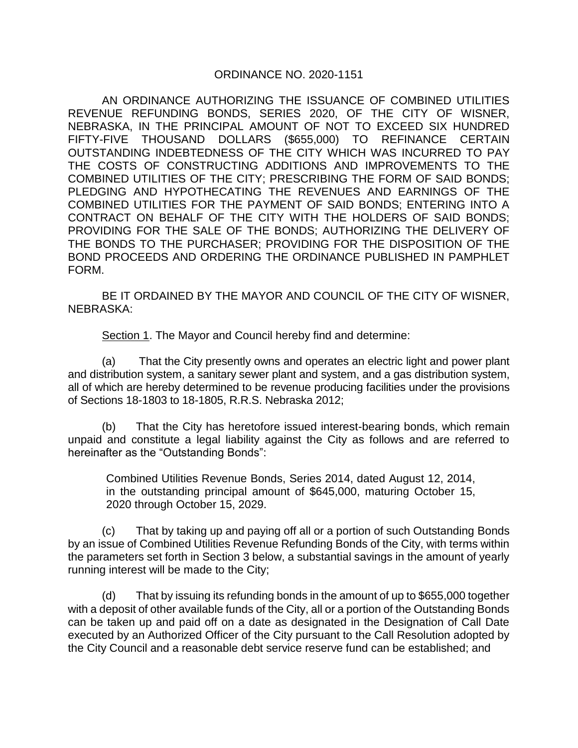# ORDINANCE NO. 2020-1151

AN ORDINANCE AUTHORIZING THE ISSUANCE OF COMBINED UTILITIES REVENUE REFUNDING BONDS, SERIES 2020, OF THE CITY OF WISNER, NEBRASKA, IN THE PRINCIPAL AMOUNT OF NOT TO EXCEED SIX HUNDRED FIFTY-FIVE THOUSAND DOLLARS ($655,000) TO REFINANCE CERTAIN OUTSTANDING INDEBTEDNESS OF THE CITY WHICH WAS INCURRED TO PAY THE COSTS OF CONSTRUCTING ADDITIONS AND IMPROVEMENTS TO THE COMBINED UTILITIES OF THE CITY; PRESCRIBING THE FORM OF SAID BONDS; PLEDGING AND HYPOTHECATING THE REVENUES AND EARNINGS OF THE COMBINED UTILITIES FOR THE PAYMENT OF SAID BONDS; ENTERING INTO A CONTRACT ON BEHALF OF THE CITY WITH THE HOLDERS OF SAID BONDS; PROVIDING FOR THE SALE OF THE BONDS; AUTHORIZING THE DELIVERY OF THE BONDS TO THE PURCHASER; PROVIDING FOR THE DISPOSITION OF THE BOND PROCEEDS AND ORDERING THE ORDINANCE PUBLISHED IN PAMPHLET FORM.

BE IT ORDAINED BY THE MAYOR AND COUNCIL OF THE CITY OF WISNER, NEBRASKA:

Section 1. The Mayor and Council hereby find and determine:

(a) That the City presently owns and operates an electric light and power plant and distribution system, a sanitary sewer plant and system, and a gas distribution system, all of which are hereby determined to be revenue producing facilities under the provisions of Sections 18-1803 to 18-1805, R.R.S. Nebraska 2012;

(b) That the City has heretofore issued interest-bearing bonds, which remain unpaid and constitute a legal liability against the City as follows and are referred to hereinafter as the "Outstanding Bonds":

> Combined Utilities Revenue Bonds, Series 2014, dated August 12, 2014, in the outstanding principal amount of $645,000, maturing October 15, 2020 through October 15, 2029.

(c) That by taking up and paying off all or a portion of such Outstanding Bonds by an issue of Combined Utilities Revenue Refunding Bonds of the City, with terms within the parameters set forth in Section 3 below, a substantial savings in the amount of yearly running interest will be made to the City;

(d) That by issuing its refunding bonds in the amount of up to $655,000 together with a deposit of other available funds of the City, all or a portion of the Outstanding Bonds can be taken up and paid off on a date as designated in the Designation of Call Date executed by an Authorized Officer of the City pursuant to the Call Resolution adopted by the City Council and a reasonable debt service reserve fund can be established; and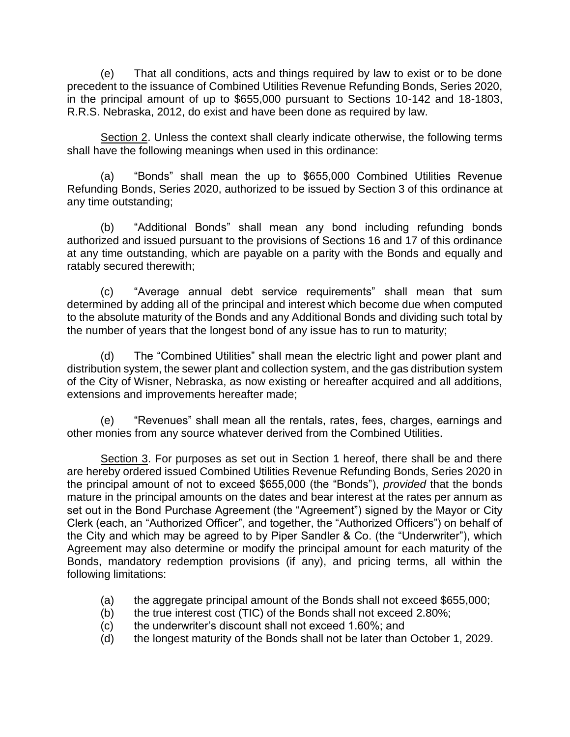(e) That all conditions, acts and things required by law to exist or to be done precedent to the issuance of Combined Utilities Revenue Refunding Bonds, Series 2020, in the principal amount of up to $655,000 pursuant to Sections 10-142 and 18-1803, R.R.S. Nebraska, 2012, do exist and have been done as required by law.

<u>Section 2</u>. Unless the context shall clearly indicate otherwise, the following terms shall have the following meanings when used in this ordinance:

(a) "Bonds" shall mean the up to $655,000 Combined Utilities Revenue Refunding Bonds, Series 2020, authorized to be issued by Section 3 of this ordinance at any time outstanding;

(b) "Additional Bonds" shall mean any bond including refunding bonds authorized and issued pursuant to the provisions of Sections 16 and 17 of this ordinance at any time outstanding, which are payable on a parity with the Bonds and equally and ratably secured therewith;

(c) "Average annual debt service requirements" shall mean that sum determined by adding all of the principal and interest which become due when computed to the absolute maturity of the Bonds and any Additional Bonds and dividing such total by the number of years that the longest bond of any issue has to run to maturity;

(d) The "Combined Utilities" shall mean the electric light and power plant and distribution system, the sewer plant and collection system, and the gas distribution system of the City of Wisner, Nebraska, as now existing or hereafter acquired and all additions, extensions and improvements hereafter made;

(e) "Revenues" shall mean all the rentals, rates, fees, charges, earnings and other monies from any source whatever derived from the Combined Utilities.

<u>Section 3</u>. For purposes as set out in Section 1 hereof, there shall be and there are hereby ordered issued Combined Utilities Revenue Refunding Bonds, Series 2020 in the principal amount of not to exceed $655,000 (the "Bonds"), *provided* that the bonds mature in the principal amounts on the dates and bear interest at the rates per annum as set out in the Bond Purchase Agreement (the "Agreement") signed by the Mayor or City Clerk (each, an "Authorized Officer", and together, the "Authorized Officers") on behalf of the City and which may be agreed to by Piper Sandler & Co. (the "Underwriter"), which Agreement may also determine or modify the principal amount for each maturity of the Bonds, mandatory redemption provisions (if any), and pricing terms, all within the following limitations:

(a) the aggregate principal amount of the Bonds shall not exceed $655,000;
(b) the true interest cost (TIC) of the Bonds shall not exceed 2.80%;
(c) the underwriter's discount shall not exceed 1.60%; and
(d) the longest maturity of the Bonds shall not be later than October 1, 2029.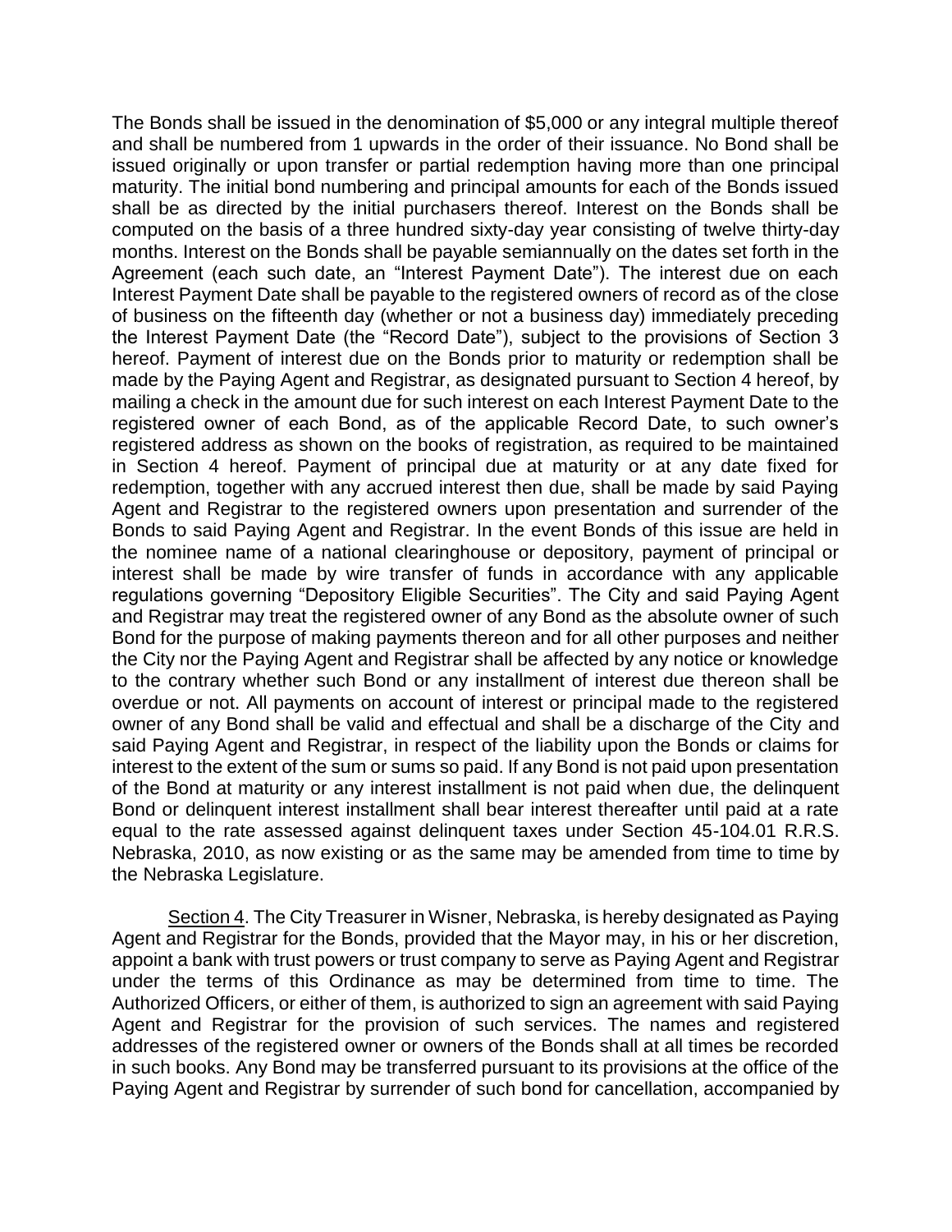The Bonds shall be issued in the denomination of $5,000 or any integral multiple thereof and shall be numbered from 1 upwards in the order of their issuance. No Bond shall be issued originally or upon transfer or partial redemption having more than one principal maturity. The initial bond numbering and principal amounts for each of the Bonds issued shall be as directed by the initial purchasers thereof. Interest on the Bonds shall be computed on the basis of a three hundred sixty-day year consisting of twelve thirty-day months. Interest on the Bonds shall be payable semiannually on the dates set forth in the Agreement (each such date, an "Interest Payment Date"). The interest due on each Interest Payment Date shall be payable to the registered owners of record as of the close of business on the fifteenth day (whether or not a business day) immediately preceding the Interest Payment Date (the "Record Date"), subject to the provisions of Section 3 hereof. Payment of interest due on the Bonds prior to maturity or redemption shall be made by the Paying Agent and Registrar, as designated pursuant to Section 4 hereof, by mailing a check in the amount due for such interest on each Interest Payment Date to the registered owner of each Bond, as of the applicable Record Date, to such owner's registered address as shown on the books of registration, as required to be maintained in Section 4 hereof. Payment of principal due at maturity or at any date fixed for redemption, together with any accrued interest then due, shall be made by said Paying Agent and Registrar to the registered owners upon presentation and surrender of the Bonds to said Paying Agent and Registrar. In the event Bonds of this issue are held in the nominee name of a national clearinghouse or depository, payment of principal or interest shall be made by wire transfer of funds in accordance with any applicable regulations governing "Depository Eligible Securities". The City and said Paying Agent and Registrar may treat the registered owner of any Bond as the absolute owner of such Bond for the purpose of making payments thereon and for all other purposes and neither the City nor the Paying Agent and Registrar shall be affected by any notice or knowledge to the contrary whether such Bond or any installment of interest due thereon shall be overdue or not. All payments on account of interest or principal made to the registered owner of any Bond shall be valid and effectual and shall be a discharge of the City and said Paying Agent and Registrar, in respect of the liability upon the Bonds or claims for interest to the extent of the sum or sums so paid. If any Bond is not paid upon presentation of the Bond at maturity or any interest installment is not paid when due, the delinquent Bond or delinquent interest installment shall bear interest thereafter until paid at a rate equal to the rate assessed against delinquent taxes under Section 45-104.01 R.R.S. Nebraska, 2010, as now existing or as the same may be amended from time to time by the Nebraska Legislature.

Section 4. The City Treasurer in Wisner, Nebraska, is hereby designated as Paying Agent and Registrar for the Bonds, provided that the Mayor may, in his or her discretion, appoint a bank with trust powers or trust company to serve as Paying Agent and Registrar under the terms of this Ordinance as may be determined from time to time. The Authorized Officers, or either of them, is authorized to sign an agreement with said Paying Agent and Registrar for the provision of such services. The names and registered addresses of the registered owner or owners of the Bonds shall at all times be recorded in such books. Any Bond may be transferred pursuant to its provisions at the office of the Paying Agent and Registrar by surrender of such bond for cancellation, accompanied by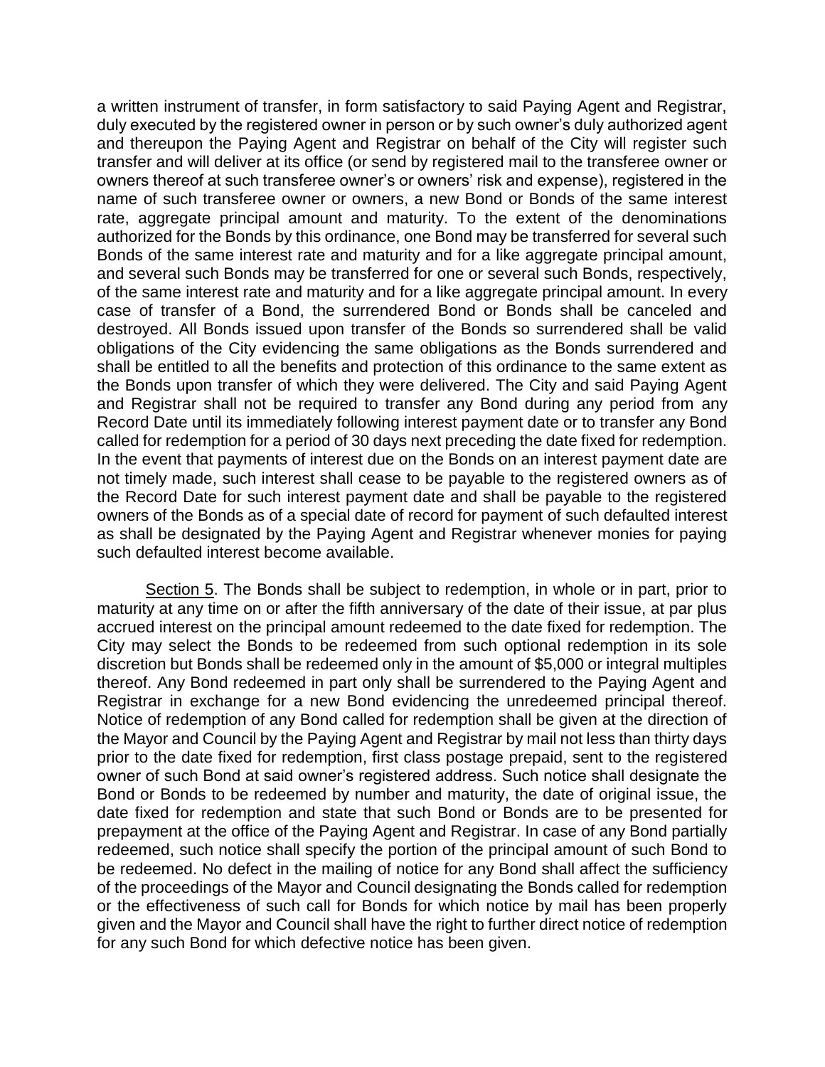a written instrument of transfer, in form satisfactory to said Paying Agent and Registrar, duly executed by the registered owner in person or by such owner's duly authorized agent and thereupon the Paying Agent and Registrar on behalf of the City will register such transfer and will deliver at its office (or send by registered mail to the transferee owner or owners thereof at such transferee owner's or owners' risk and expense), registered in the name of such transferee owner or owners, a new Bond or Bonds of the same interest rate, aggregate principal amount and maturity. To the extent of the denominations authorized for the Bonds by this ordinance, one Bond may be transferred for several such Bonds of the same interest rate and maturity and for a like aggregate principal amount, and several such Bonds may be transferred for one or several such Bonds, respectively, of the same interest rate and maturity and for a like aggregate principal amount. In every case of transfer of a Bond, the surrendered Bond or Bonds shall be canceled and destroyed. All Bonds issued upon transfer of the Bonds so surrendered shall be valid obligations of the City evidencing the same obligations as the Bonds surrendered and shall be entitled to all the benefits and protection of this ordinance to the same extent as the Bonds upon transfer of which they were delivered. The City and said Paying Agent and Registrar shall not be required to transfer any Bond during any period from any Record Date until its immediately following interest payment date or to transfer any Bond called for redemption for a period of 30 days next preceding the date fixed for redemption. In the event that payments of interest due on the Bonds on an interest payment date are not timely made, such interest shall cease to be payable to the registered owners as of the Record Date for such interest payment date and shall be payable to the registered owners of the Bonds as of a special date of record for payment of such defaulted interest as shall be designated by the Paying Agent and Registrar whenever monies for paying such defaulted interest become available.

Section 5. The Bonds shall be subject to redemption, in whole or in part, prior to maturity at any time on or after the fifth anniversary of the date of their issue, at par plus accrued interest on the principal amount redeemed to the date fixed for redemption. The City may select the Bonds to be redeemed from such optional redemption in its sole discretion but Bonds shall be redeemed only in the amount of $5,000 or integral multiples thereof. Any Bond redeemed in part only shall be surrendered to the Paying Agent and Registrar in exchange for a new Bond evidencing the unredeemed principal thereof. Notice of redemption of any Bond called for redemption shall be given at the direction of the Mayor and Council by the Paying Agent and Registrar by mail not less than thirty days prior to the date fixed for redemption, first class postage prepaid, sent to the registered owner of such Bond at said owner's registered address. Such notice shall designate the Bond or Bonds to be redeemed by number and maturity, the date of original issue, the date fixed for redemption and state that such Bond or Bonds are to be presented for prepayment at the office of the Paying Agent and Registrar. In case of any Bond partially redeemed, such notice shall specify the portion of the principal amount of such Bond to be redeemed. No defect in the mailing of notice for any Bond shall affect the sufficiency of the proceedings of the Mayor and Council designating the Bonds called for redemption or the effectiveness of such call for Bonds for which notice by mail has been properly given and the Mayor and Council shall have the right to further direct notice of redemption for any such Bond for which defective notice has been given.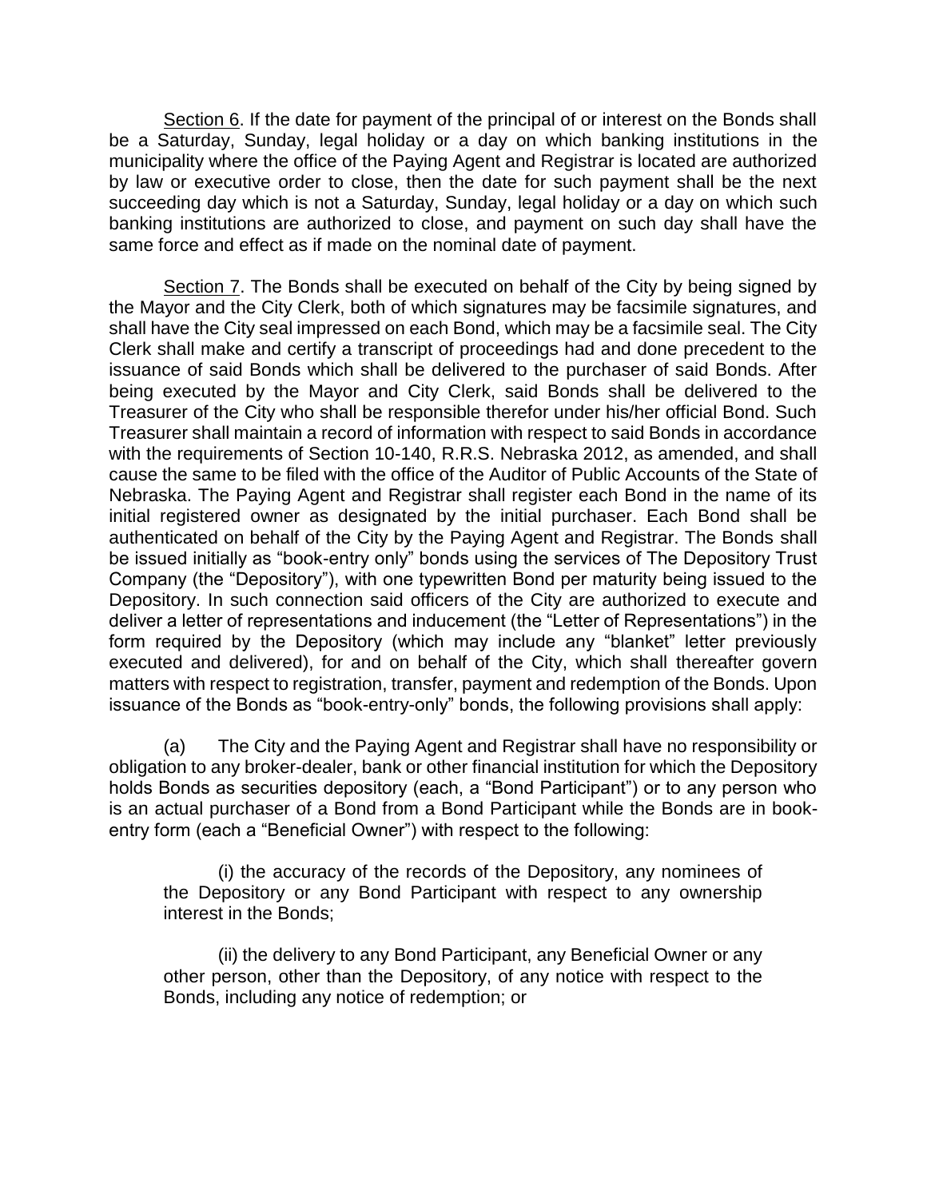Section 6. If the date for payment of the principal of or interest on the Bonds shall be a Saturday, Sunday, legal holiday or a day on which banking institutions in the municipality where the office of the Paying Agent and Registrar is located are authorized by law or executive order to close, then the date for such payment shall be the next succeeding day which is not a Saturday, Sunday, legal holiday or a day on which such banking institutions are authorized to close, and payment on such day shall have the same force and effect as if made on the nominal date of payment.

Section 7. The Bonds shall be executed on behalf of the City by being signed by the Mayor and the City Clerk, both of which signatures may be facsimile signatures, and shall have the City seal impressed on each Bond, which may be a facsimile seal. The City Clerk shall make and certify a transcript of proceedings had and done precedent to the issuance of said Bonds which shall be delivered to the purchaser of said Bonds. After being executed by the Mayor and City Clerk, said Bonds shall be delivered to the Treasurer of the City who shall be responsible therefor under his/her official Bond. Such Treasurer shall maintain a record of information with respect to said Bonds in accordance with the requirements of Section 10-140, R.R.S. Nebraska 2012, as amended, and shall cause the same to be filed with the office of the Auditor of Public Accounts of the State of Nebraska. The Paying Agent and Registrar shall register each Bond in the name of its initial registered owner as designated by the initial purchaser. Each Bond shall be authenticated on behalf of the City by the Paying Agent and Registrar. The Bonds shall be issued initially as "book-entry only" bonds using the services of The Depository Trust Company (the "Depository"), with one typewritten Bond per maturity being issued to the Depository. In such connection said officers of the City are authorized to execute and deliver a letter of representations and inducement (the "Letter of Representations") in the form required by the Depository (which may include any "blanket" letter previously executed and delivered), for and on behalf of the City, which shall thereafter govern matters with respect to registration, transfer, payment and redemption of the Bonds. Upon issuance of the Bonds as "book-entry-only" bonds, the following provisions shall apply:

(a) The City and the Paying Agent and Registrar shall have no responsibility or obligation to any broker-dealer, bank or other financial institution for which the Depository holds Bonds as securities depository (each, a "Bond Participant") or to any person who is an actual purchaser of a Bond from a Bond Participant while the Bonds are in book-entry form (each a "Beneficial Owner") with respect to the following:

(i) the accuracy of the records of the Depository, any nominees of the Depository or any Bond Participant with respect to any ownership interest in the Bonds;

(ii) the delivery to any Bond Participant, any Beneficial Owner or any other person, other than the Depository, of any notice with respect to the Bonds, including any notice of redemption; or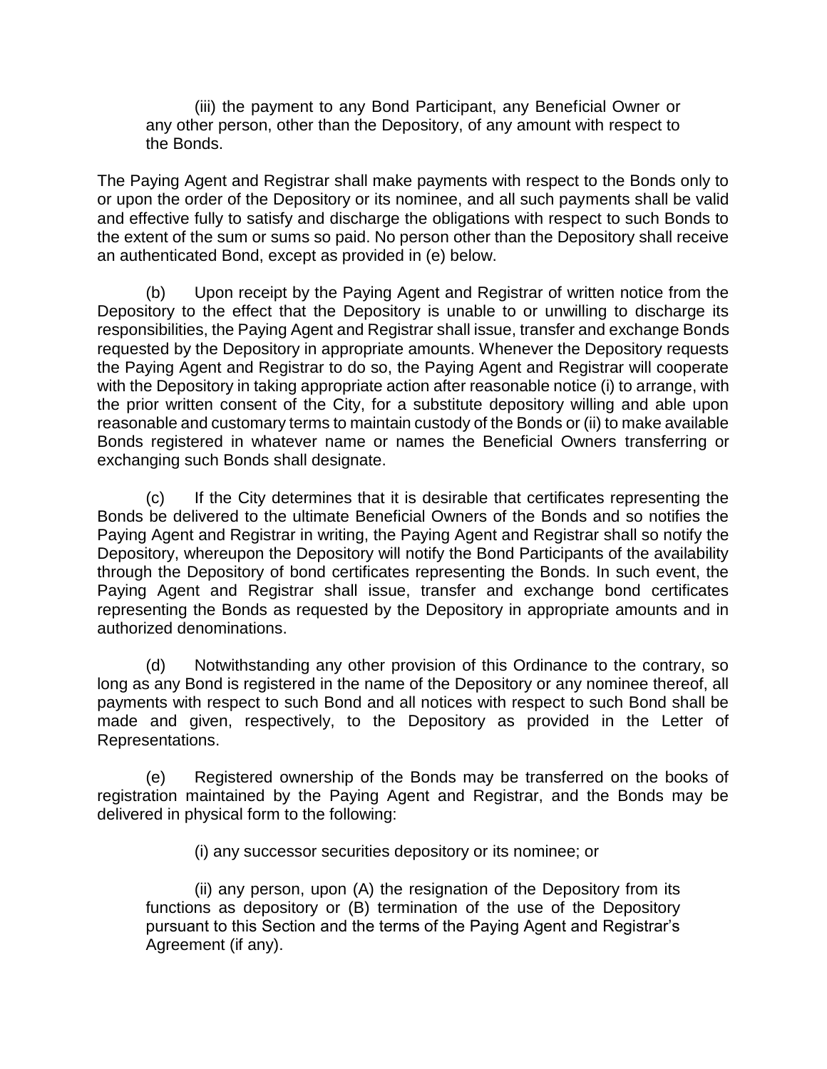(iii) the payment to any Bond Participant, any Beneficial Owner or any other person, other than the Depository, of any amount with respect to the Bonds.

The Paying Agent and Registrar shall make payments with respect to the Bonds only to or upon the order of the Depository or its nominee, and all such payments shall be valid and effective fully to satisfy and discharge the obligations with respect to such Bonds to the extent of the sum or sums so paid. No person other than the Depository shall receive an authenticated Bond, except as provided in (e) below.

(b) Upon receipt by the Paying Agent and Registrar of written notice from the Depository to the effect that the Depository is unable to or unwilling to discharge its responsibilities, the Paying Agent and Registrar shall issue, transfer and exchange Bonds requested by the Depository in appropriate amounts. Whenever the Depository requests the Paying Agent and Registrar to do so, the Paying Agent and Registrar will cooperate with the Depository in taking appropriate action after reasonable notice (i) to arrange, with the prior written consent of the City, for a substitute depository willing and able upon reasonable and customary terms to maintain custody of the Bonds or (ii) to make available Bonds registered in whatever name or names the Beneficial Owners transferring or exchanging such Bonds shall designate.

(c) If the City determines that it is desirable that certificates representing the Bonds be delivered to the ultimate Beneficial Owners of the Bonds and so notifies the Paying Agent and Registrar in writing, the Paying Agent and Registrar shall so notify the Depository, whereupon the Depository will notify the Bond Participants of the availability through the Depository of bond certificates representing the Bonds. In such event, the Paying Agent and Registrar shall issue, transfer and exchange bond certificates representing the Bonds as requested by the Depository in appropriate amounts and in authorized denominations.

(d) Notwithstanding any other provision of this Ordinance to the contrary, so long as any Bond is registered in the name of the Depository or any nominee thereof, all payments with respect to such Bond and all notices with respect to such Bond shall be made and given, respectively, to the Depository as provided in the Letter of Representations.

(e) Registered ownership of the Bonds may be transferred on the books of registration maintained by the Paying Agent and Registrar, and the Bonds may be delivered in physical form to the following:

(i) any successor securities depository or its nominee; or

(ii) any person, upon (A) the resignation of the Depository from its functions as depository or (B) termination of the use of the Depository pursuant to this Section and the terms of the Paying Agent and Registrar's Agreement (if any).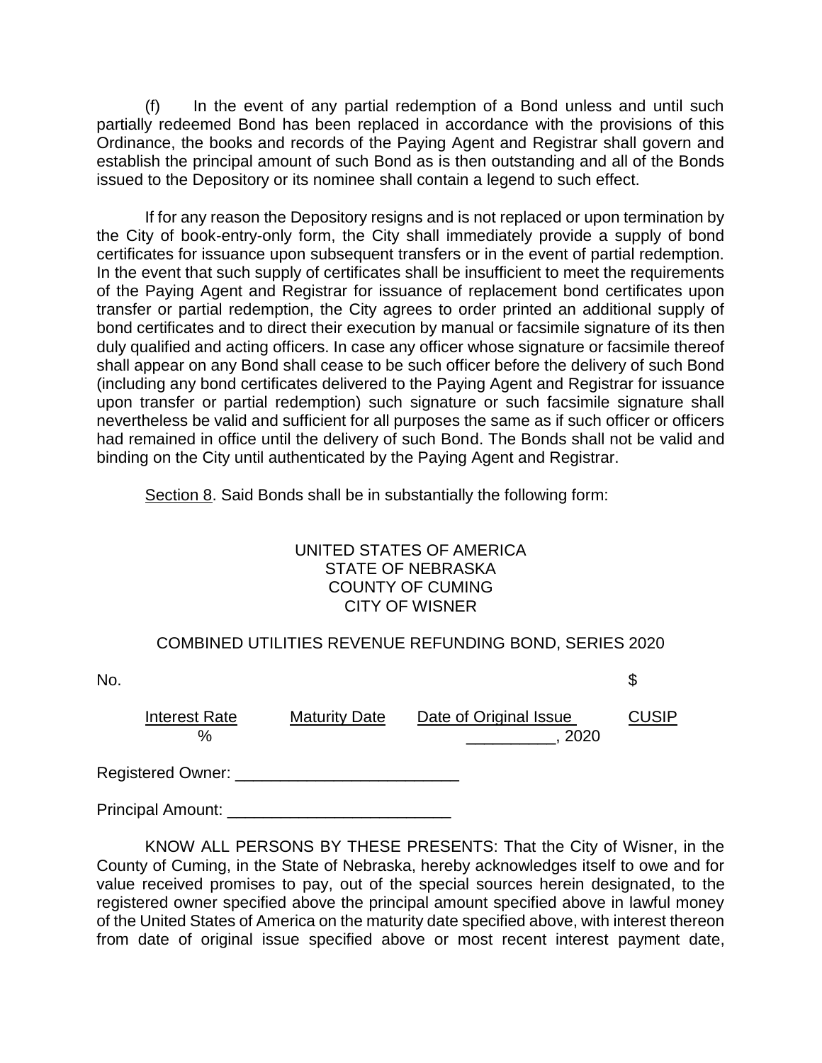(f) In the event of any partial redemption of a Bond unless and until such partially redeemed Bond has been replaced in accordance with the provisions of this Ordinance, the books and records of the Paying Agent and Registrar shall govern and establish the principal amount of such Bond as is then outstanding and all of the Bonds issued to the Depository or its nominee shall contain a legend to such effect.

If for any reason the Depository resigns and is not replaced or upon termination by the City of book-entry-only form, the City shall immediately provide a supply of bond certificates for issuance upon subsequent transfers or in the event of partial redemption. In the event that such supply of certificates shall be insufficient to meet the requirements of the Paying Agent and Registrar for issuance of replacement bond certificates upon transfer or partial redemption, the City agrees to order printed an additional supply of bond certificates and to direct their execution by manual or facsimile signature of its then duly qualified and acting officers. In case any officer whose signature or facsimile thereof shall appear on any Bond shall cease to be such officer before the delivery of such Bond (including any bond certificates delivered to the Paying Agent and Registrar for issuance upon transfer or partial redemption) such signature or such facsimile signature shall nevertheless be valid and sufficient for all purposes the same as if such officer or officers had remained in office until the delivery of such Bond. The Bonds shall not be valid and binding on the City until authenticated by the Paying Agent and Registrar.

Section 8. Said Bonds shall be in substantially the following form:

UNITED STATES OF AMERICA
STATE OF NEBRASKA
COUNTY OF CUMING
CITY OF WISNER

COMBINED UTILITIES REVENUE REFUNDING BOND, SERIES 2020

No. $

| Interest Rate | Maturity Date | Date of Original Issue | CUSIP |
|---|---|---|---|
| % | | __________, 2020 | |

Registered Owner: _________________________

Principal Amount: _________________________

KNOW ALL PERSONS BY THESE PRESENTS: That the City of Wisner, in the County of Cuming, in the State of Nebraska, hereby acknowledges itself to owe and for value received promises to pay, out of the special sources herein designated, to the registered owner specified above the principal amount specified above in lawful money of the United States of America on the maturity date specified above, with interest thereon from date of original issue specified above or most recent interest payment date,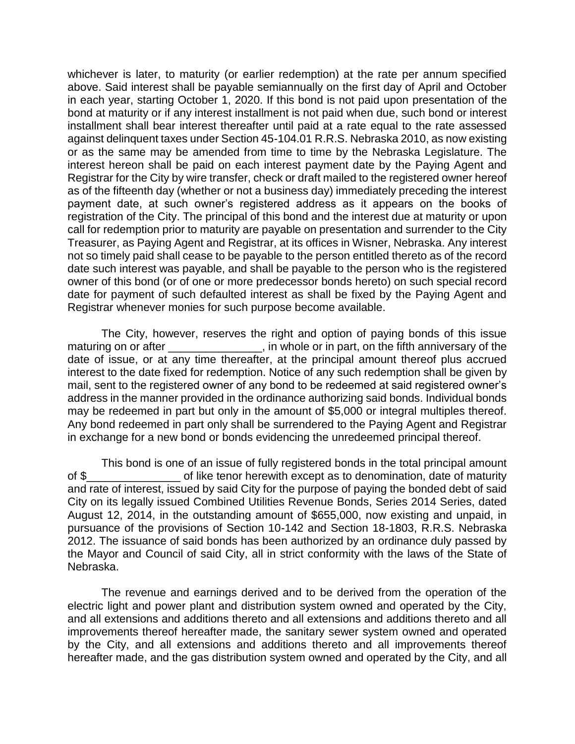whichever is later, to maturity (or earlier redemption) at the rate per annum specified above. Said interest shall be payable semiannually on the first day of April and October in each year, starting October 1, 2020. If this bond is not paid upon presentation of the bond at maturity or if any interest installment is not paid when due, such bond or interest installment shall bear interest thereafter until paid at a rate equal to the rate assessed against delinquent taxes under Section 45-104.01 R.R.S. Nebraska 2010, as now existing or as the same may be amended from time to time by the Nebraska Legislature. The interest hereon shall be paid on each interest payment date by the Paying Agent and Registrar for the City by wire transfer, check or draft mailed to the registered owner hereof as of the fifteenth day (whether or not a business day) immediately preceding the interest payment date, at such owner's registered address as it appears on the books of registration of the City. The principal of this bond and the interest due at maturity or upon call for redemption prior to maturity are payable on presentation and surrender to the City Treasurer, as Paying Agent and Registrar, at its offices in Wisner, Nebraska. Any interest not so timely paid shall cease to be payable to the person entitled thereto as of the record date such interest was payable, and shall be payable to the person who is the registered owner of this bond (or of one or more predecessor bonds hereto) on such special record date for payment of such defaulted interest as shall be fixed by the Paying Agent and Registrar whenever monies for such purpose become available.

The City, however, reserves the right and option of paying bonds of this issue maturing on or after _______________, in whole or in part, on the fifth anniversary of the date of issue, or at any time thereafter, at the principal amount thereof plus accrued interest to the date fixed for redemption. Notice of any such redemption shall be given by mail, sent to the registered owner of any bond to be redeemed at said registered owner's address in the manner provided in the ordinance authorizing said bonds. Individual bonds may be redeemed in part but only in the amount of $5,000 or integral multiples thereof. Any bond redeemed in part only shall be surrendered to the Paying Agent and Registrar in exchange for a new bond or bonds evidencing the unredeemed principal thereof.

This bond is one of an issue of fully registered bonds in the total principal amount of $_______________ of like tenor herewith except as to denomination, date of maturity and rate of interest, issued by said City for the purpose of paying the bonded debt of said City on its legally issued Combined Utilities Revenue Bonds, Series 2014 Series, dated August 12, 2014, in the outstanding amount of $655,000, now existing and unpaid, in pursuance of the provisions of Section 10-142 and Section 18-1803, R.R.S. Nebraska 2012. The issuance of said bonds has been authorized by an ordinance duly passed by the Mayor and Council of said City, all in strict conformity with the laws of the State of Nebraska.

The revenue and earnings derived and to be derived from the operation of the electric light and power plant and distribution system owned and operated by the City, and all extensions and additions thereto and all extensions and additions thereto and all improvements thereof hereafter made, the sanitary sewer system owned and operated by the City, and all extensions and additions thereto and all improvements thereof hereafter made, and the gas distribution system owned and operated by the City, and all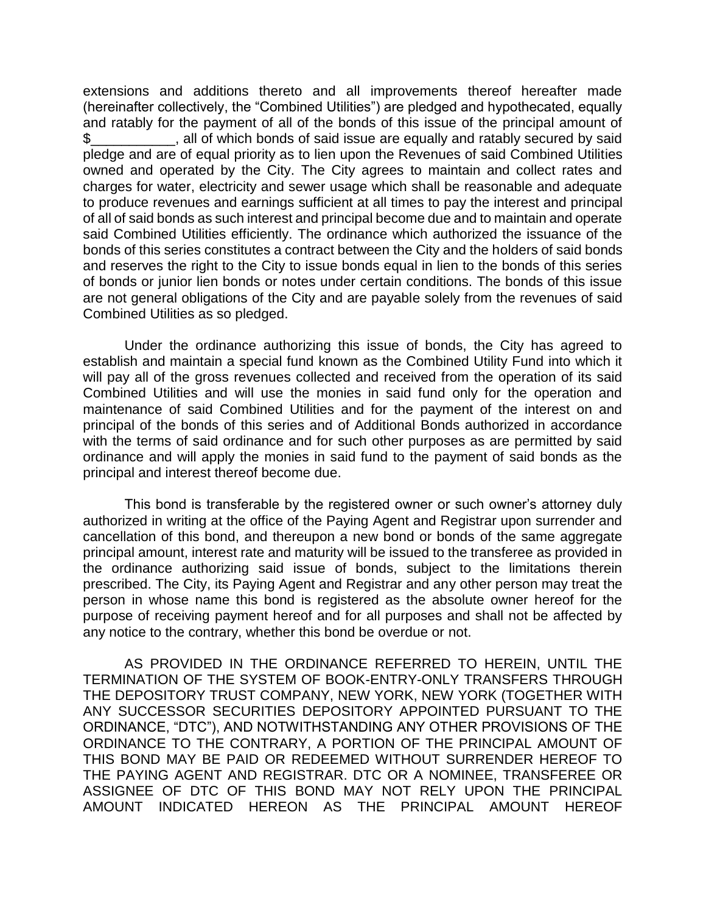extensions and additions thereto and all improvements thereof hereafter made (hereinafter collectively, the "Combined Utilities") are pledged and hypothecated, equally and ratably for the payment of all of the bonds of this issue of the principal amount of $___________, all of which bonds of said issue are equally and ratably secured by said pledge and are of equal priority as to lien upon the Revenues of said Combined Utilities owned and operated by the City. The City agrees to maintain and collect rates and charges for water, electricity and sewer usage which shall be reasonable and adequate to produce revenues and earnings sufficient at all times to pay the interest and principal of all of said bonds as such interest and principal become due and to maintain and operate said Combined Utilities efficiently. The ordinance which authorized the issuance of the bonds of this series constitutes a contract between the City and the holders of said bonds and reserves the right to the City to issue bonds equal in lien to the bonds of this series of bonds or junior lien bonds or notes under certain conditions. The bonds of this issue are not general obligations of the City and are payable solely from the revenues of said Combined Utilities as so pledged.

Under the ordinance authorizing this issue of bonds, the City has agreed to establish and maintain a special fund known as the Combined Utility Fund into which it will pay all of the gross revenues collected and received from the operation of its said Combined Utilities and will use the monies in said fund only for the operation and maintenance of said Combined Utilities and for the payment of the interest on and principal of the bonds of this series and of Additional Bonds authorized in accordance with the terms of said ordinance and for such other purposes as are permitted by said ordinance and will apply the monies in said fund to the payment of said bonds as the principal and interest thereof become due.

This bond is transferable by the registered owner or such owner's attorney duly authorized in writing at the office of the Paying Agent and Registrar upon surrender and cancellation of this bond, and thereupon a new bond or bonds of the same aggregate principal amount, interest rate and maturity will be issued to the transferee as provided in the ordinance authorizing said issue of bonds, subject to the limitations therein prescribed. The City, its Paying Agent and Registrar and any other person may treat the person in whose name this bond is registered as the absolute owner hereof for the purpose of receiving payment hereof and for all purposes and shall not be affected by any notice to the contrary, whether this bond be overdue or not.

AS PROVIDED IN THE ORDINANCE REFERRED TO HEREIN, UNTIL THE TERMINATION OF THE SYSTEM OF BOOK-ENTRY-ONLY TRANSFERS THROUGH THE DEPOSITORY TRUST COMPANY, NEW YORK, NEW YORK (TOGETHER WITH ANY SUCCESSOR SECURITIES DEPOSITORY APPOINTED PURSUANT TO THE ORDINANCE, "DTC"), AND NOTWITHSTANDING ANY OTHER PROVISIONS OF THE ORDINANCE TO THE CONTRARY, A PORTION OF THE PRINCIPAL AMOUNT OF THIS BOND MAY BE PAID OR REDEEMED WITHOUT SURRENDER HEREOF TO THE PAYING AGENT AND REGISTRAR. DTC OR A NOMINEE, TRANSFEREE OR ASSIGNEE OF DTC OF THIS BOND MAY NOT RELY UPON THE PRINCIPAL AMOUNT INDICATED HEREON AS THE PRINCIPAL AMOUNT HEREOF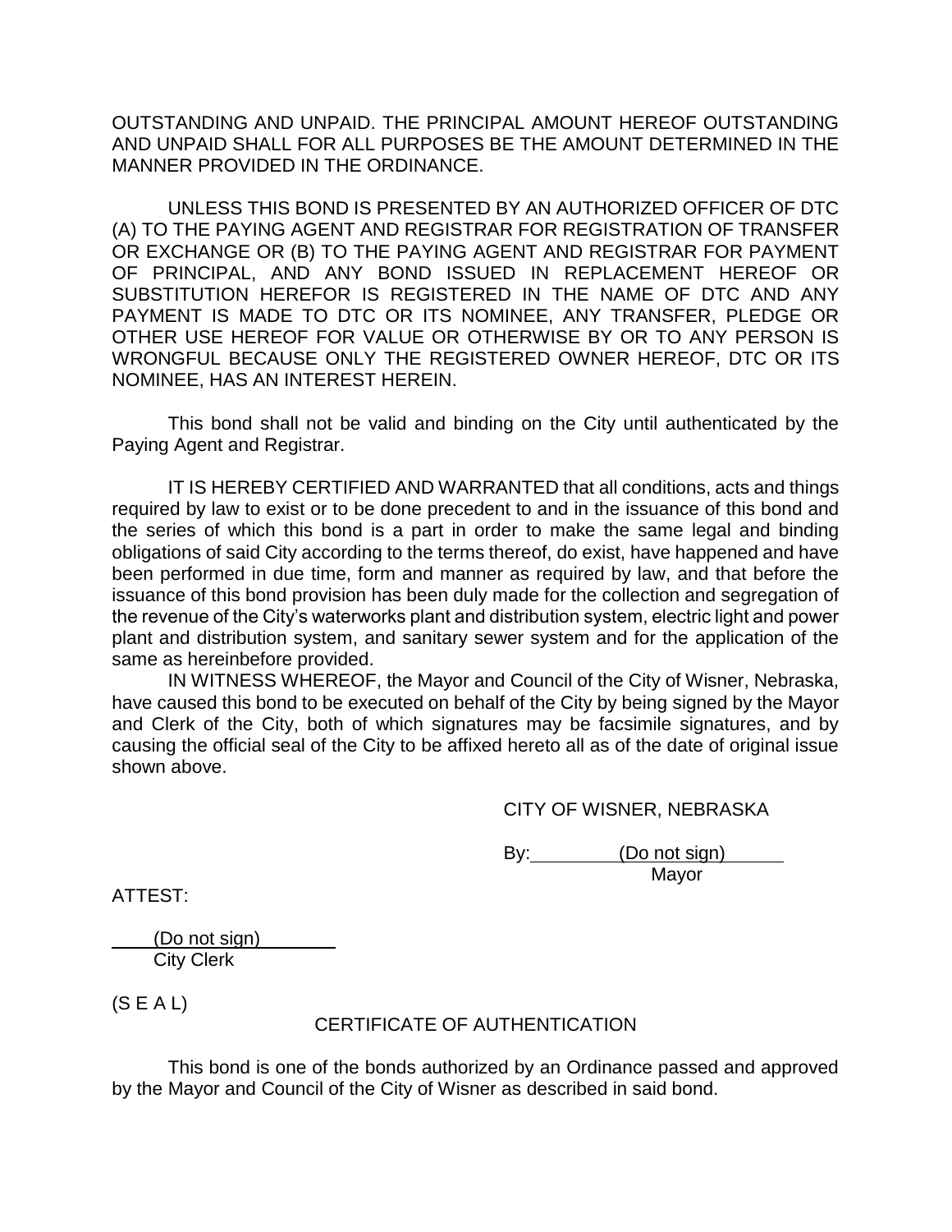OUTSTANDING AND UNPAID. THE PRINCIPAL AMOUNT HEREOF OUTSTANDING AND UNPAID SHALL FOR ALL PURPOSES BE THE AMOUNT DETERMINED IN THE MANNER PROVIDED IN THE ORDINANCE.

UNLESS THIS BOND IS PRESENTED BY AN AUTHORIZED OFFICER OF DTC (A) TO THE PAYING AGENT AND REGISTRAR FOR REGISTRATION OF TRANSFER OR EXCHANGE OR (B) TO THE PAYING AGENT AND REGISTRAR FOR PAYMENT OF PRINCIPAL, AND ANY BOND ISSUED IN REPLACEMENT HEREOF OR SUBSTITUTION HEREFOR IS REGISTERED IN THE NAME OF DTC AND ANY PAYMENT IS MADE TO DTC OR ITS NOMINEE, ANY TRANSFER, PLEDGE OR OTHER USE HEREOF FOR VALUE OR OTHERWISE BY OR TO ANY PERSON IS WRONGFUL BECAUSE ONLY THE REGISTERED OWNER HEREOF, DTC OR ITS NOMINEE, HAS AN INTEREST HEREIN.

This bond shall not be valid and binding on the City until authenticated by the Paying Agent and Registrar.

IT IS HEREBY CERTIFIED AND WARRANTED that all conditions, acts and things required by law to exist or to be done precedent to and in the issuance of this bond and the series of which this bond is a part in order to make the same legal and binding obligations of said City according to the terms thereof, do exist, have happened and have been performed in due time, form and manner as required by law, and that before the issuance of this bond provision has been duly made for the collection and segregation of the revenue of the City's waterworks plant and distribution system, electric light and power plant and distribution system, and sanitary sewer system and for the application of the same as hereinbefore provided.

IN WITNESS WHEREOF, the Mayor and Council of the City of Wisner, Nebraska, have caused this bond to be executed on behalf of the City by being signed by the Mayor and Clerk of the City, both of which signatures may be facsimile signatures, and by causing the official seal of the City to be affixed hereto all as of the date of original issue shown above.

CITY OF WISNER, NEBRASKA

By: (Do not sign)
Mayor

ATTEST:

(Do not sign)
City Clerk

(S E A L)

CERTIFICATE OF AUTHENTICATION

This bond is one of the bonds authorized by an Ordinance passed and approved by the Mayor and Council of the City of Wisner as described in said bond.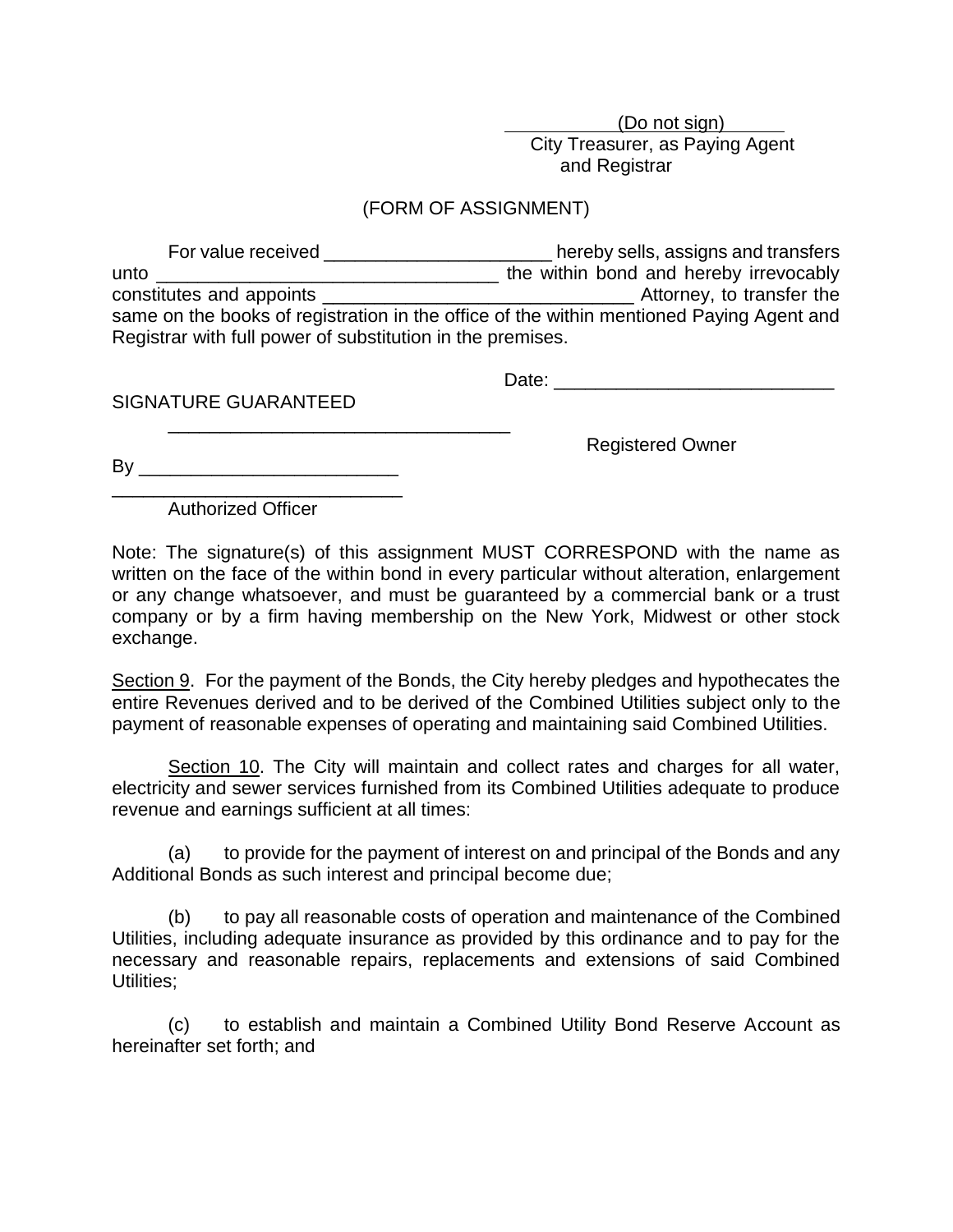(Do not sign)
City Treasurer, as Paying Agent
and Registrar

(FORM OF ASSIGNMENT)

For value received ______________________ hereby sells, assigns and transfers unto __________________________________ the within bond and hereby irrevocably constitutes and appoints ______________________________ Attorney, to transfer the same on the books of registration in the office of the within mentioned Paying Agent and Registrar with full power of substitution in the premises.

Date: ___________________________

SIGNATURE GUARANTEED

__________________________________

Registered Owner

By _________________________

____________________________
Authorized Officer

Note: The signature(s) of this assignment MUST CORRESPOND with the name as written on the face of the within bond in every particular without alteration, enlargement or any change whatsoever, and must be guaranteed by a commercial bank or a trust company or by a firm having membership on the New York, Midwest or other stock exchange.

Section 9. For the payment of the Bonds, the City hereby pledges and hypothecates the entire Revenues derived and to be derived of the Combined Utilities subject only to the payment of reasonable expenses of operating and maintaining said Combined Utilities.

Section 10. The City will maintain and collect rates and charges for all water, electricity and sewer services furnished from its Combined Utilities adequate to produce revenue and earnings sufficient at all times:

(a) to provide for the payment of interest on and principal of the Bonds and any Additional Bonds as such interest and principal become due;

(b) to pay all reasonable costs of operation and maintenance of the Combined Utilities, including adequate insurance as provided by this ordinance and to pay for the necessary and reasonable repairs, replacements and extensions of said Combined Utilities;

(c) to establish and maintain a Combined Utility Bond Reserve Account as hereinafter set forth; and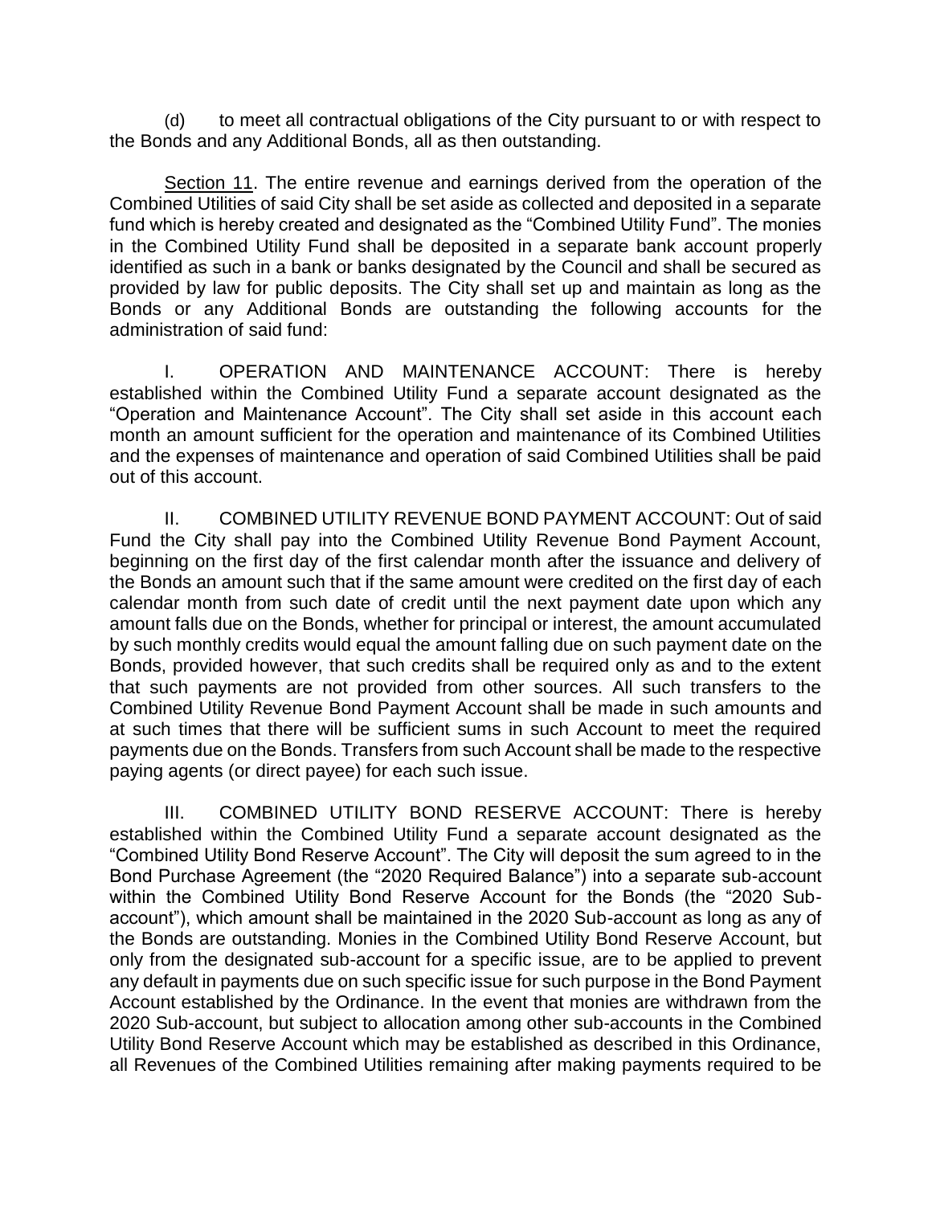(d) to meet all contractual obligations of the City pursuant to or with respect to the Bonds and any Additional Bonds, all as then outstanding.

Section 11. The entire revenue and earnings derived from the operation of the Combined Utilities of said City shall be set aside as collected and deposited in a separate fund which is hereby created and designated as the "Combined Utility Fund". The monies in the Combined Utility Fund shall be deposited in a separate bank account properly identified as such in a bank or banks designated by the Council and shall be secured as provided by law for public deposits. The City shall set up and maintain as long as the Bonds or any Additional Bonds are outstanding the following accounts for the administration of said fund:

I. OPERATION AND MAINTENANCE ACCOUNT: There is hereby established within the Combined Utility Fund a separate account designated as the "Operation and Maintenance Account". The City shall set aside in this account each month an amount sufficient for the operation and maintenance of its Combined Utilities and the expenses of maintenance and operation of said Combined Utilities shall be paid out of this account.

II. COMBINED UTILITY REVENUE BOND PAYMENT ACCOUNT: Out of said Fund the City shall pay into the Combined Utility Revenue Bond Payment Account, beginning on the first day of the first calendar month after the issuance and delivery of the Bonds an amount such that if the same amount were credited on the first day of each calendar month from such date of credit until the next payment date upon which any amount falls due on the Bonds, whether for principal or interest, the amount accumulated by such monthly credits would equal the amount falling due on such payment date on the Bonds, provided however, that such credits shall be required only as and to the extent that such payments are not provided from other sources. All such transfers to the Combined Utility Revenue Bond Payment Account shall be made in such amounts and at such times that there will be sufficient sums in such Account to meet the required payments due on the Bonds. Transfers from such Account shall be made to the respective paying agents (or direct payee) for each such issue.

III. COMBINED UTILITY BOND RESERVE ACCOUNT: There is hereby established within the Combined Utility Fund a separate account designated as the "Combined Utility Bond Reserve Account". The City will deposit the sum agreed to in the Bond Purchase Agreement (the "2020 Required Balance") into a separate sub-account within the Combined Utility Bond Reserve Account for the Bonds (the "2020 Sub-account"), which amount shall be maintained in the 2020 Sub-account as long as any of the Bonds are outstanding. Monies in the Combined Utility Bond Reserve Account, but only from the designated sub-account for a specific issue, are to be applied to prevent any default in payments due on such specific issue for such purpose in the Bond Payment Account established by the Ordinance. In the event that monies are withdrawn from the 2020 Sub-account, but subject to allocation among other sub-accounts in the Combined Utility Bond Reserve Account which may be established as described in this Ordinance, all Revenues of the Combined Utilities remaining after making payments required to be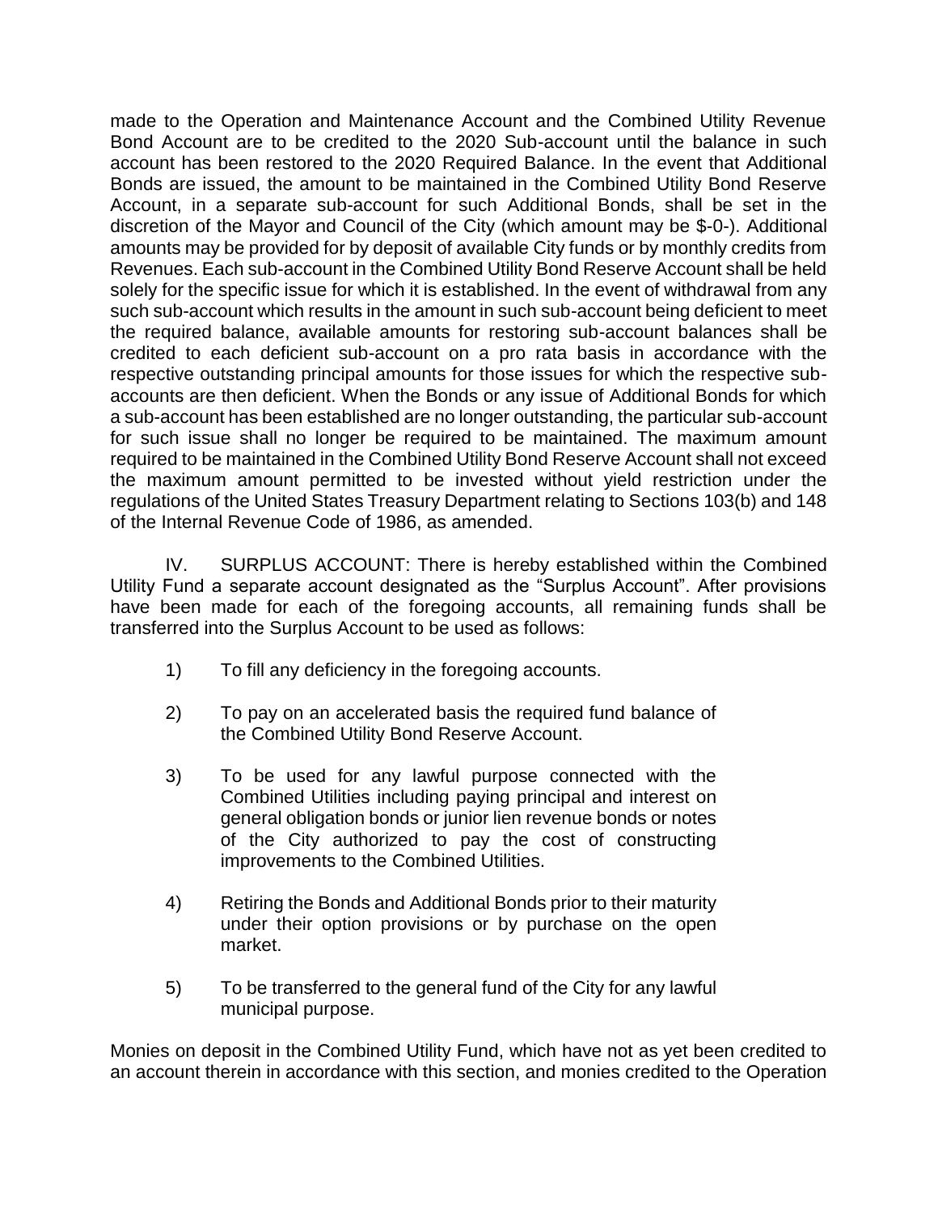made to the Operation and Maintenance Account and the Combined Utility Revenue Bond Account are to be credited to the 2020 Sub-account until the balance in such account has been restored to the 2020 Required Balance. In the event that Additional Bonds are issued, the amount to be maintained in the Combined Utility Bond Reserve Account, in a separate sub-account for such Additional Bonds, shall be set in the discretion of the Mayor and Council of the City (which amount may be $-0-). Additional amounts may be provided for by deposit of available City funds or by monthly credits from Revenues. Each sub-account in the Combined Utility Bond Reserve Account shall be held solely for the specific issue for which it is established. In the event of withdrawal from any such sub-account which results in the amount in such sub-account being deficient to meet the required balance, available amounts for restoring sub-account balances shall be credited to each deficient sub-account on a pro rata basis in accordance with the respective outstanding principal amounts for those issues for which the respective sub-accounts are then deficient. When the Bonds or any issue of Additional Bonds for which a sub-account has been established are no longer outstanding, the particular sub-account for such issue shall no longer be required to be maintained. The maximum amount required to be maintained in the Combined Utility Bond Reserve Account shall not exceed the maximum amount permitted to be invested without yield restriction under the regulations of the United States Treasury Department relating to Sections 103(b) and 148 of the Internal Revenue Code of 1986, as amended.

IV. SURPLUS ACCOUNT: There is hereby established within the Combined Utility Fund a separate account designated as the "Surplus Account". After provisions have been made for each of the foregoing accounts, all remaining funds shall be transferred into the Surplus Account to be used as follows:

1) To fill any deficiency in the foregoing accounts.

2) To pay on an accelerated basis the required fund balance of the Combined Utility Bond Reserve Account.

3) To be used for any lawful purpose connected with the Combined Utilities including paying principal and interest on general obligation bonds or junior lien revenue bonds or notes of the City authorized to pay the cost of constructing improvements to the Combined Utilities.

4) Retiring the Bonds and Additional Bonds prior to their maturity under their option provisions or by purchase on the open market.

5) To be transferred to the general fund of the City for any lawful municipal purpose.

Monies on deposit in the Combined Utility Fund, which have not as yet been credited to an account therein in accordance with this section, and monies credited to the Operation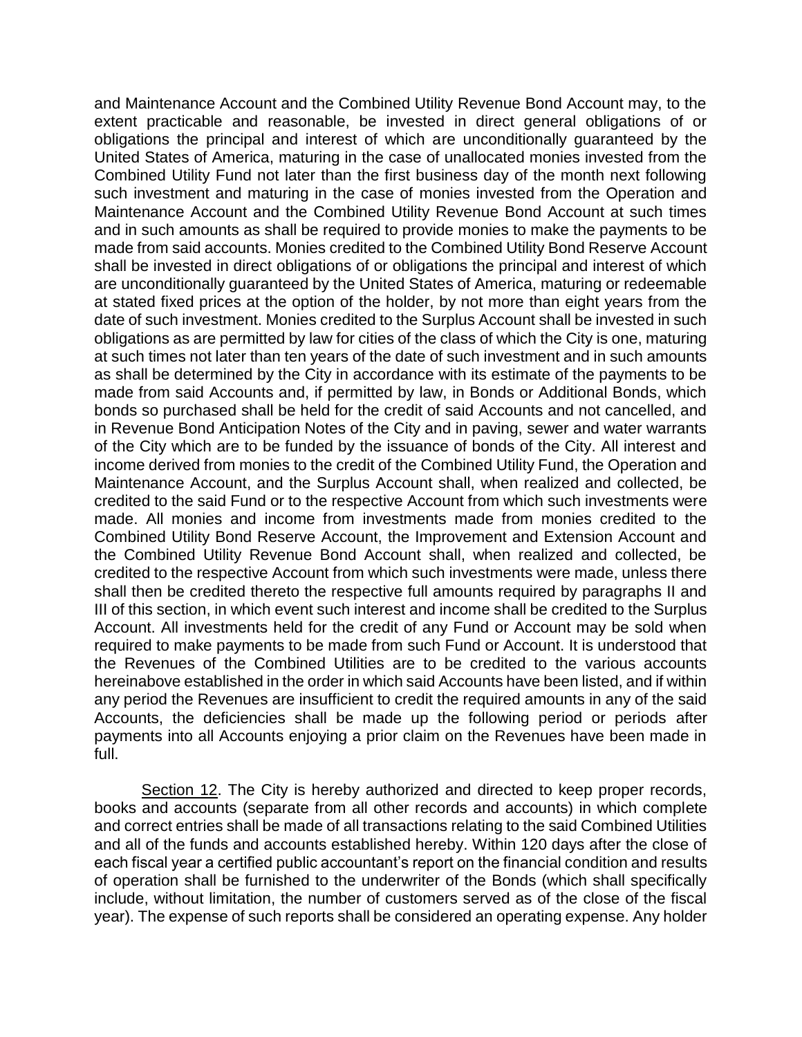and Maintenance Account and the Combined Utility Revenue Bond Account may, to the extent practicable and reasonable, be invested in direct general obligations of or obligations the principal and interest of which are unconditionally guaranteed by the United States of America, maturing in the case of unallocated monies invested from the Combined Utility Fund not later than the first business day of the month next following such investment and maturing in the case of monies invested from the Operation and Maintenance Account and the Combined Utility Revenue Bond Account at such times and in such amounts as shall be required to provide monies to make the payments to be made from said accounts. Monies credited to the Combined Utility Bond Reserve Account shall be invested in direct obligations of or obligations the principal and interest of which are unconditionally guaranteed by the United States of America, maturing or redeemable at stated fixed prices at the option of the holder, by not more than eight years from the date of such investment. Monies credited to the Surplus Account shall be invested in such obligations as are permitted by law for cities of the class of which the City is one, maturing at such times not later than ten years of the date of such investment and in such amounts as shall be determined by the City in accordance with its estimate of the payments to be made from said Accounts and, if permitted by law, in Bonds or Additional Bonds, which bonds so purchased shall be held for the credit of said Accounts and not cancelled, and in Revenue Bond Anticipation Notes of the City and in paving, sewer and water warrants of the City which are to be funded by the issuance of bonds of the City. All interest and income derived from monies to the credit of the Combined Utility Fund, the Operation and Maintenance Account, and the Surplus Account shall, when realized and collected, be credited to the said Fund or to the respective Account from which such investments were made. All monies and income from investments made from monies credited to the Combined Utility Bond Reserve Account, the Improvement and Extension Account and the Combined Utility Revenue Bond Account shall, when realized and collected, be credited to the respective Account from which such investments were made, unless there shall then be credited thereto the respective full amounts required by paragraphs II and III of this section, in which event such interest and income shall be credited to the Surplus Account. All investments held for the credit of any Fund or Account may be sold when required to make payments to be made from such Fund or Account. It is understood that the Revenues of the Combined Utilities are to be credited to the various accounts hereinabove established in the order in which said Accounts have been listed, and if within any period the Revenues are insufficient to credit the required amounts in any of the said Accounts, the deficiencies shall be made up the following period or periods after payments into all Accounts enjoying a prior claim on the Revenues have been made in full.

Section 12. The City is hereby authorized and directed to keep proper records, books and accounts (separate from all other records and accounts) in which complete and correct entries shall be made of all transactions relating to the said Combined Utilities and all of the funds and accounts established hereby. Within 120 days after the close of each fiscal year a certified public accountant's report on the financial condition and results of operation shall be furnished to the underwriter of the Bonds (which shall specifically include, without limitation, the number of customers served as of the close of the fiscal year). The expense of such reports shall be considered an operating expense. Any holder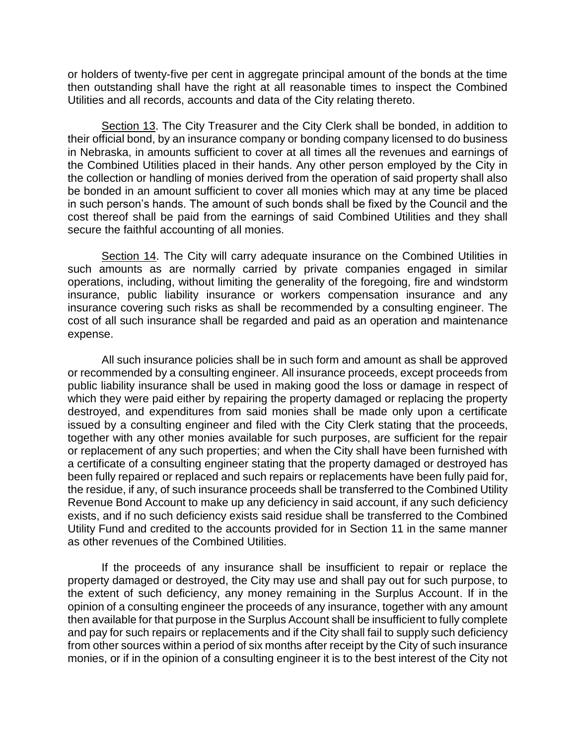or holders of twenty-five per cent in aggregate principal amount of the bonds at the time then outstanding shall have the right at all reasonable times to inspect the Combined Utilities and all records, accounts and data of the City relating thereto.

Section 13. The City Treasurer and the City Clerk shall be bonded, in addition to their official bond, by an insurance company or bonding company licensed to do business in Nebraska, in amounts sufficient to cover at all times all the revenues and earnings of the Combined Utilities placed in their hands. Any other person employed by the City in the collection or handling of monies derived from the operation of said property shall also be bonded in an amount sufficient to cover all monies which may at any time be placed in such person's hands. The amount of such bonds shall be fixed by the Council and the cost thereof shall be paid from the earnings of said Combined Utilities and they shall secure the faithful accounting of all monies.

Section 14. The City will carry adequate insurance on the Combined Utilities in such amounts as are normally carried by private companies engaged in similar operations, including, without limiting the generality of the foregoing, fire and windstorm insurance, public liability insurance or workers compensation insurance and any insurance covering such risks as shall be recommended by a consulting engineer. The cost of all such insurance shall be regarded and paid as an operation and maintenance expense.

All such insurance policies shall be in such form and amount as shall be approved or recommended by a consulting engineer. All insurance proceeds, except proceeds from public liability insurance shall be used in making good the loss or damage in respect of which they were paid either by repairing the property damaged or replacing the property destroyed, and expenditures from said monies shall be made only upon a certificate issued by a consulting engineer and filed with the City Clerk stating that the proceeds, together with any other monies available for such purposes, are sufficient for the repair or replacement of any such properties; and when the City shall have been furnished with a certificate of a consulting engineer stating that the property damaged or destroyed has been fully repaired or replaced and such repairs or replacements have been fully paid for, the residue, if any, of such insurance proceeds shall be transferred to the Combined Utility Revenue Bond Account to make up any deficiency in said account, if any such deficiency exists, and if no such deficiency exists said residue shall be transferred to the Combined Utility Fund and credited to the accounts provided for in Section 11 in the same manner as other revenues of the Combined Utilities.

If the proceeds of any insurance shall be insufficient to repair or replace the property damaged or destroyed, the City may use and shall pay out for such purpose, to the extent of such deficiency, any money remaining in the Surplus Account. If in the opinion of a consulting engineer the proceeds of any insurance, together with any amount then available for that purpose in the Surplus Account shall be insufficient to fully complete and pay for such repairs or replacements and if the City shall fail to supply such deficiency from other sources within a period of six months after receipt by the City of such insurance monies, or if in the opinion of a consulting engineer it is to the best interest of the City not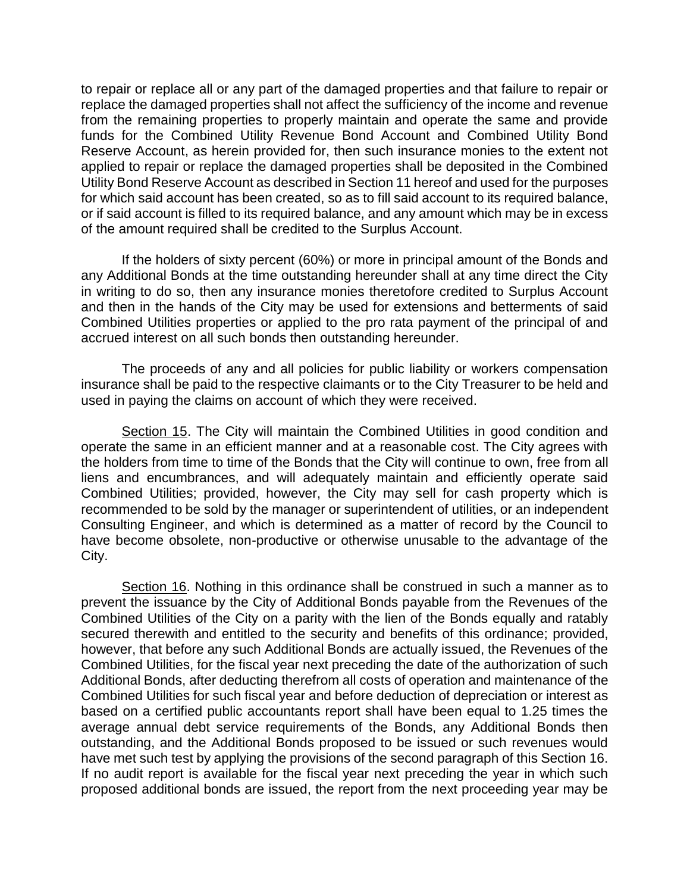to repair or replace all or any part of the damaged properties and that failure to repair or replace the damaged properties shall not affect the sufficiency of the income and revenue from the remaining properties to properly maintain and operate the same and provide funds for the Combined Utility Revenue Bond Account and Combined Utility Bond Reserve Account, as herein provided for, then such insurance monies to the extent not applied to repair or replace the damaged properties shall be deposited in the Combined Utility Bond Reserve Account as described in Section 11 hereof and used for the purposes for which said account has been created, so as to fill said account to its required balance, or if said account is filled to its required balance, and any amount which may be in excess of the amount required shall be credited to the Surplus Account.

If the holders of sixty percent (60%) or more in principal amount of the Bonds and any Additional Bonds at the time outstanding hereunder shall at any time direct the City in writing to do so, then any insurance monies theretofore credited to Surplus Account and then in the hands of the City may be used for extensions and betterments of said Combined Utilities properties or applied to the pro rata payment of the principal of and accrued interest on all such bonds then outstanding hereunder.

The proceeds of any and all policies for public liability or workers compensation insurance shall be paid to the respective claimants or to the City Treasurer to be held and used in paying the claims on account of which they were received.

Section 15. The City will maintain the Combined Utilities in good condition and operate the same in an efficient manner and at a reasonable cost. The City agrees with the holders from time to time of the Bonds that the City will continue to own, free from all liens and encumbrances, and will adequately maintain and efficiently operate said Combined Utilities; provided, however, the City may sell for cash property which is recommended to be sold by the manager or superintendent of utilities, or an independent Consulting Engineer, and which is determined as a matter of record by the Council to have become obsolete, non-productive or otherwise unusable to the advantage of the City.

Section 16. Nothing in this ordinance shall be construed in such a manner as to prevent the issuance by the City of Additional Bonds payable from the Revenues of the Combined Utilities of the City on a parity with the lien of the Bonds equally and ratably secured therewith and entitled to the security and benefits of this ordinance; provided, however, that before any such Additional Bonds are actually issued, the Revenues of the Combined Utilities, for the fiscal year next preceding the date of the authorization of such Additional Bonds, after deducting therefrom all costs of operation and maintenance of the Combined Utilities for such fiscal year and before deduction of depreciation or interest as based on a certified public accountants report shall have been equal to 1.25 times the average annual debt service requirements of the Bonds, any Additional Bonds then outstanding, and the Additional Bonds proposed to be issued or such revenues would have met such test by applying the provisions of the second paragraph of this Section 16. If no audit report is available for the fiscal year next preceding the year in which such proposed additional bonds are issued, the report from the next proceeding year may be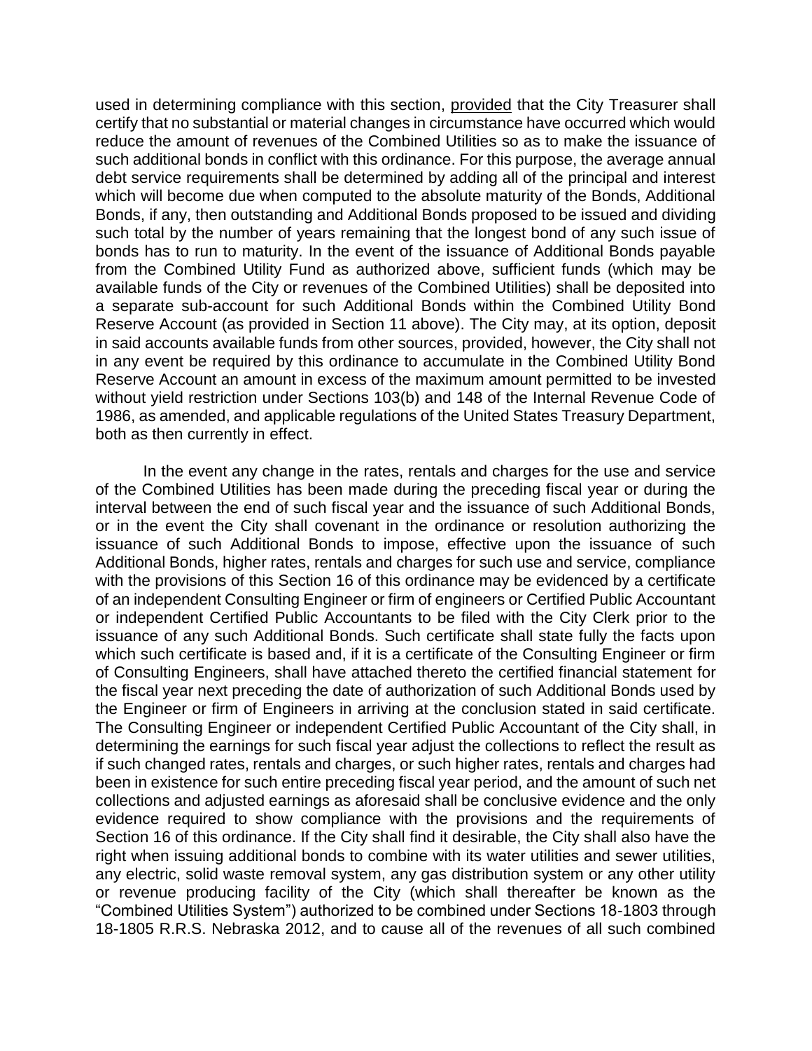used in determining compliance with this section, provided that the City Treasurer shall certify that no substantial or material changes in circumstance have occurred which would reduce the amount of revenues of the Combined Utilities so as to make the issuance of such additional bonds in conflict with this ordinance. For this purpose, the average annual debt service requirements shall be determined by adding all of the principal and interest which will become due when computed to the absolute maturity of the Bonds, Additional Bonds, if any, then outstanding and Additional Bonds proposed to be issued and dividing such total by the number of years remaining that the longest bond of any such issue of bonds has to run to maturity. In the event of the issuance of Additional Bonds payable from the Combined Utility Fund as authorized above, sufficient funds (which may be available funds of the City or revenues of the Combined Utilities) shall be deposited into a separate sub-account for such Additional Bonds within the Combined Utility Bond Reserve Account (as provided in Section 11 above). The City may, at its option, deposit in said accounts available funds from other sources, provided, however, the City shall not in any event be required by this ordinance to accumulate in the Combined Utility Bond Reserve Account an amount in excess of the maximum amount permitted to be invested without yield restriction under Sections 103(b) and 148 of the Internal Revenue Code of 1986, as amended, and applicable regulations of the United States Treasury Department, both as then currently in effect.

In the event any change in the rates, rentals and charges for the use and service of the Combined Utilities has been made during the preceding fiscal year or during the interval between the end of such fiscal year and the issuance of such Additional Bonds, or in the event the City shall covenant in the ordinance or resolution authorizing the issuance of such Additional Bonds to impose, effective upon the issuance of such Additional Bonds, higher rates, rentals and charges for such use and service, compliance with the provisions of this Section 16 of this ordinance may be evidenced by a certificate of an independent Consulting Engineer or firm of engineers or Certified Public Accountant or independent Certified Public Accountants to be filed with the City Clerk prior to the issuance of any such Additional Bonds. Such certificate shall state fully the facts upon which such certificate is based and, if it is a certificate of the Consulting Engineer or firm of Consulting Engineers, shall have attached thereto the certified financial statement for the fiscal year next preceding the date of authorization of such Additional Bonds used by the Engineer or firm of Engineers in arriving at the conclusion stated in said certificate. The Consulting Engineer or independent Certified Public Accountant of the City shall, in determining the earnings for such fiscal year adjust the collections to reflect the result as if such changed rates, rentals and charges, or such higher rates, rentals and charges had been in existence for such entire preceding fiscal year period, and the amount of such net collections and adjusted earnings as aforesaid shall be conclusive evidence and the only evidence required to show compliance with the provisions and the requirements of Section 16 of this ordinance. If the City shall find it desirable, the City shall also have the right when issuing additional bonds to combine with its water utilities and sewer utilities, any electric, solid waste removal system, any gas distribution system or any other utility or revenue producing facility of the City (which shall thereafter be known as the "Combined Utilities System") authorized to be combined under Sections 18-1803 through 18-1805 R.R.S. Nebraska 2012, and to cause all of the revenues of all such combined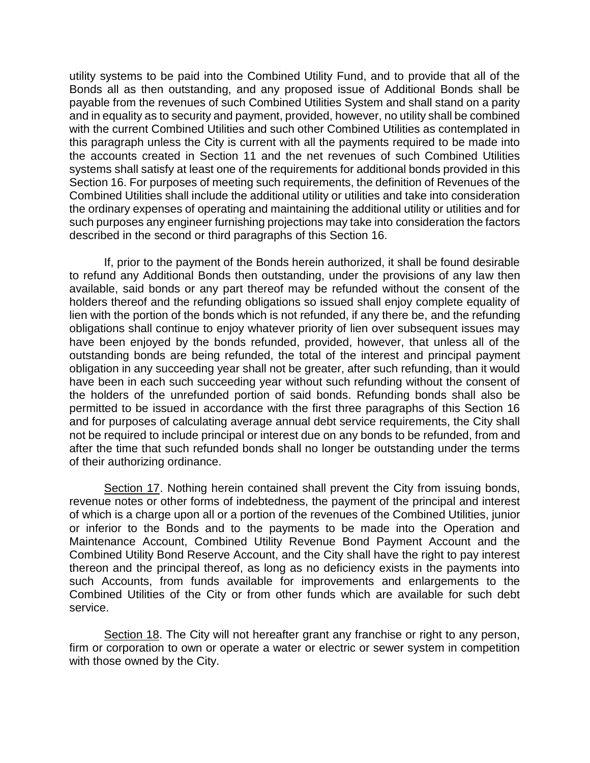utility systems to be paid into the Combined Utility Fund, and to provide that all of the Bonds all as then outstanding, and any proposed issue of Additional Bonds shall be payable from the revenues of such Combined Utilities System and shall stand on a parity and in equality as to security and payment, provided, however, no utility shall be combined with the current Combined Utilities and such other Combined Utilities as contemplated in this paragraph unless the City is current with all the payments required to be made into the accounts created in Section 11 and the net revenues of such Combined Utilities systems shall satisfy at least one of the requirements for additional bonds provided in this Section 16. For purposes of meeting such requirements, the definition of Revenues of the Combined Utilities shall include the additional utility or utilities and take into consideration the ordinary expenses of operating and maintaining the additional utility or utilities and for such purposes any engineer furnishing projections may take into consideration the factors described in the second or third paragraphs of this Section 16.

If, prior to the payment of the Bonds herein authorized, it shall be found desirable to refund any Additional Bonds then outstanding, under the provisions of any law then available, said bonds or any part thereof may be refunded without the consent of the holders thereof and the refunding obligations so issued shall enjoy complete equality of lien with the portion of the bonds which is not refunded, if any there be, and the refunding obligations shall continue to enjoy whatever priority of lien over subsequent issues may have been enjoyed by the bonds refunded, provided, however, that unless all of the outstanding bonds are being refunded, the total of the interest and principal payment obligation in any succeeding year shall not be greater, after such refunding, than it would have been in each such succeeding year without such refunding without the consent of the holders of the unrefunded portion of said bonds. Refunding bonds shall also be permitted to be issued in accordance with the first three paragraphs of this Section 16 and for purposes of calculating average annual debt service requirements, the City shall not be required to include principal or interest due on any bonds to be refunded, from and after the time that such refunded bonds shall no longer be outstanding under the terms of their authorizing ordinance.

Section 17. Nothing herein contained shall prevent the City from issuing bonds, revenue notes or other forms of indebtedness, the payment of the principal and interest of which is a charge upon all or a portion of the revenues of the Combined Utilities, junior or inferior to the Bonds and to the payments to be made into the Operation and Maintenance Account, Combined Utility Revenue Bond Payment Account and the Combined Utility Bond Reserve Account, and the City shall have the right to pay interest thereon and the principal thereof, as long as no deficiency exists in the payments into such Accounts, from funds available for improvements and enlargements to the Combined Utilities of the City or from other funds which are available for such debt service.

Section 18. The City will not hereafter grant any franchise or right to any person, firm or corporation to own or operate a water or electric or sewer system in competition with those owned by the City.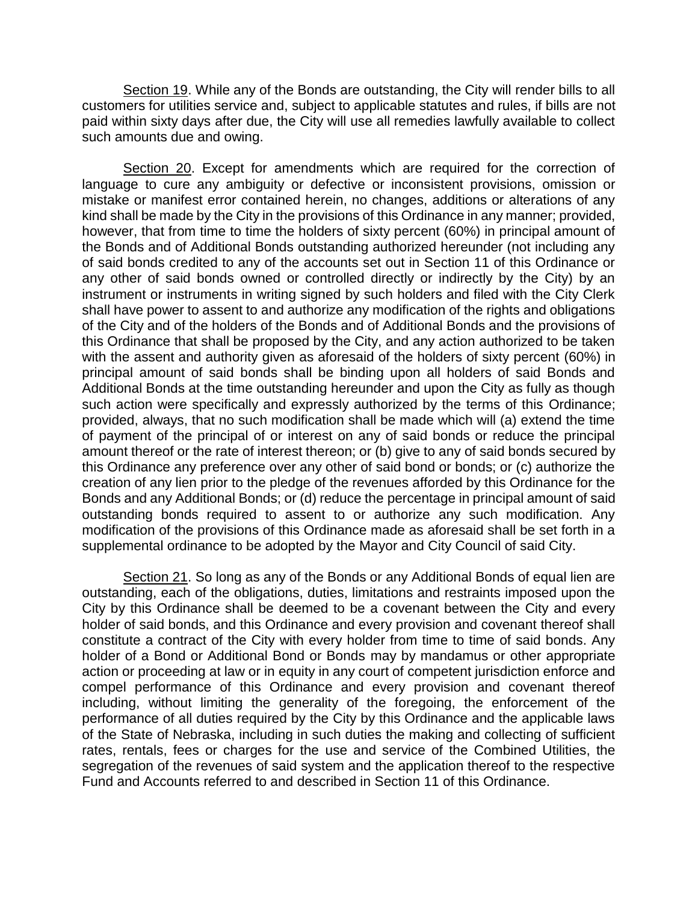Section 19. While any of the Bonds are outstanding, the City will render bills to all customers for utilities service and, subject to applicable statutes and rules, if bills are not paid within sixty days after due, the City will use all remedies lawfully available to collect such amounts due and owing.

Section 20. Except for amendments which are required for the correction of language to cure any ambiguity or defective or inconsistent provisions, omission or mistake or manifest error contained herein, no changes, additions or alterations of any kind shall be made by the City in the provisions of this Ordinance in any manner; provided, however, that from time to time the holders of sixty percent (60%) in principal amount of the Bonds and of Additional Bonds outstanding authorized hereunder (not including any of said bonds credited to any of the accounts set out in Section 11 of this Ordinance or any other of said bonds owned or controlled directly or indirectly by the City) by an instrument or instruments in writing signed by such holders and filed with the City Clerk shall have power to assent to and authorize any modification of the rights and obligations of the City and of the holders of the Bonds and of Additional Bonds and the provisions of this Ordinance that shall be proposed by the City, and any action authorized to be taken with the assent and authority given as aforesaid of the holders of sixty percent (60%) in principal amount of said bonds shall be binding upon all holders of said Bonds and Additional Bonds at the time outstanding hereunder and upon the City as fully as though such action were specifically and expressly authorized by the terms of this Ordinance; provided, always, that no such modification shall be made which will (a) extend the time of payment of the principal of or interest on any of said bonds or reduce the principal amount thereof or the rate of interest thereon; or (b) give to any of said bonds secured by this Ordinance any preference over any other of said bond or bonds; or (c) authorize the creation of any lien prior to the pledge of the revenues afforded by this Ordinance for the Bonds and any Additional Bonds; or (d) reduce the percentage in principal amount of said outstanding bonds required to assent to or authorize any such modification. Any modification of the provisions of this Ordinance made as aforesaid shall be set forth in a supplemental ordinance to be adopted by the Mayor and City Council of said City.

Section 21. So long as any of the Bonds or any Additional Bonds of equal lien are outstanding, each of the obligations, duties, limitations and restraints imposed upon the City by this Ordinance shall be deemed to be a covenant between the City and every holder of said bonds, and this Ordinance and every provision and covenant thereof shall constitute a contract of the City with every holder from time to time of said bonds. Any holder of a Bond or Additional Bond or Bonds may by mandamus or other appropriate action or proceeding at law or in equity in any court of competent jurisdiction enforce and compel performance of this Ordinance and every provision and covenant thereof including, without limiting the generality of the foregoing, the enforcement of the performance of all duties required by the City by this Ordinance and the applicable laws of the State of Nebraska, including in such duties the making and collecting of sufficient rates, rentals, fees or charges for the use and service of the Combined Utilities, the segregation of the revenues of said system and the application thereof to the respective Fund and Accounts referred to and described in Section 11 of this Ordinance.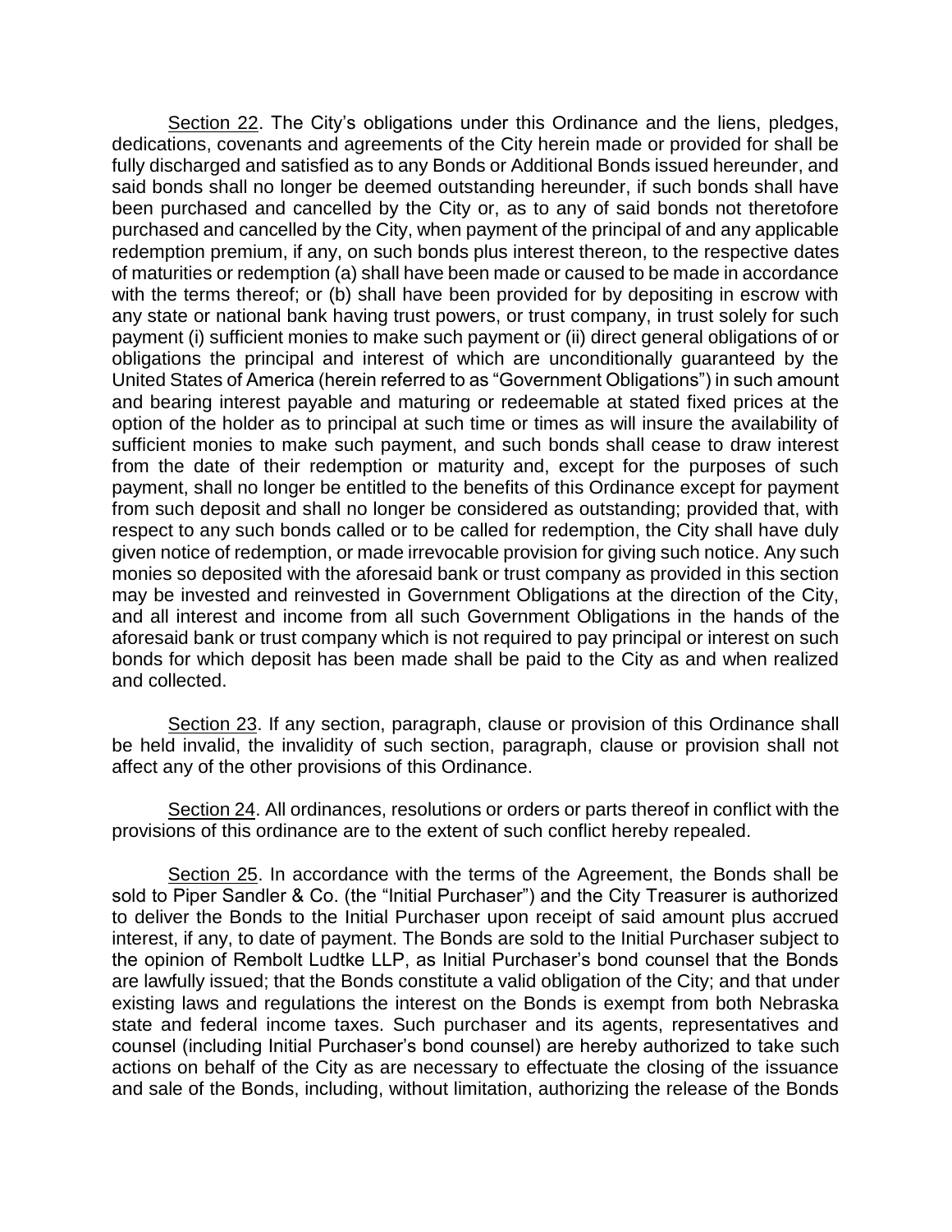Section 22. The City's obligations under this Ordinance and the liens, pledges, dedications, covenants and agreements of the City herein made or provided for shall be fully discharged and satisfied as to any Bonds or Additional Bonds issued hereunder, and said bonds shall no longer be deemed outstanding hereunder, if such bonds shall have been purchased and cancelled by the City or, as to any of said bonds not theretofore purchased and cancelled by the City, when payment of the principal of and any applicable redemption premium, if any, on such bonds plus interest thereon, to the respective dates of maturities or redemption (a) shall have been made or caused to be made in accordance with the terms thereof; or (b) shall have been provided for by depositing in escrow with any state or national bank having trust powers, or trust company, in trust solely for such payment (i) sufficient monies to make such payment or (ii) direct general obligations of or obligations the principal and interest of which are unconditionally guaranteed by the United States of America (herein referred to as "Government Obligations") in such amount and bearing interest payable and maturing or redeemable at stated fixed prices at the option of the holder as to principal at such time or times as will insure the availability of sufficient monies to make such payment, and such bonds shall cease to draw interest from the date of their redemption or maturity and, except for the purposes of such payment, shall no longer be entitled to the benefits of this Ordinance except for payment from such deposit and shall no longer be considered as outstanding; provided that, with respect to any such bonds called or to be called for redemption, the City shall have duly given notice of redemption, or made irrevocable provision for giving such notice. Any such monies so deposited with the aforesaid bank or trust company as provided in this section may be invested and reinvested in Government Obligations at the direction of the City, and all interest and income from all such Government Obligations in the hands of the aforesaid bank or trust company which is not required to pay principal or interest on such bonds for which deposit has been made shall be paid to the City as and when realized and collected.

Section 23. If any section, paragraph, clause or provision of this Ordinance shall be held invalid, the invalidity of such section, paragraph, clause or provision shall not affect any of the other provisions of this Ordinance.

Section 24. All ordinances, resolutions or orders or parts thereof in conflict with the provisions of this ordinance are to the extent of such conflict hereby repealed.

Section 25. In accordance with the terms of the Agreement, the Bonds shall be sold to Piper Sandler & Co. (the "Initial Purchaser") and the City Treasurer is authorized to deliver the Bonds to the Initial Purchaser upon receipt of said amount plus accrued interest, if any, to date of payment. The Bonds are sold to the Initial Purchaser subject to the opinion of Rembolt Ludtke LLP, as Initial Purchaser's bond counsel that the Bonds are lawfully issued; that the Bonds constitute a valid obligation of the City; and that under existing laws and regulations the interest on the Bonds is exempt from both Nebraska state and federal income taxes. Such purchaser and its agents, representatives and counsel (including Initial Purchaser's bond counsel) are hereby authorized to take such actions on behalf of the City as are necessary to effectuate the closing of the issuance and sale of the Bonds, including, without limitation, authorizing the release of the Bonds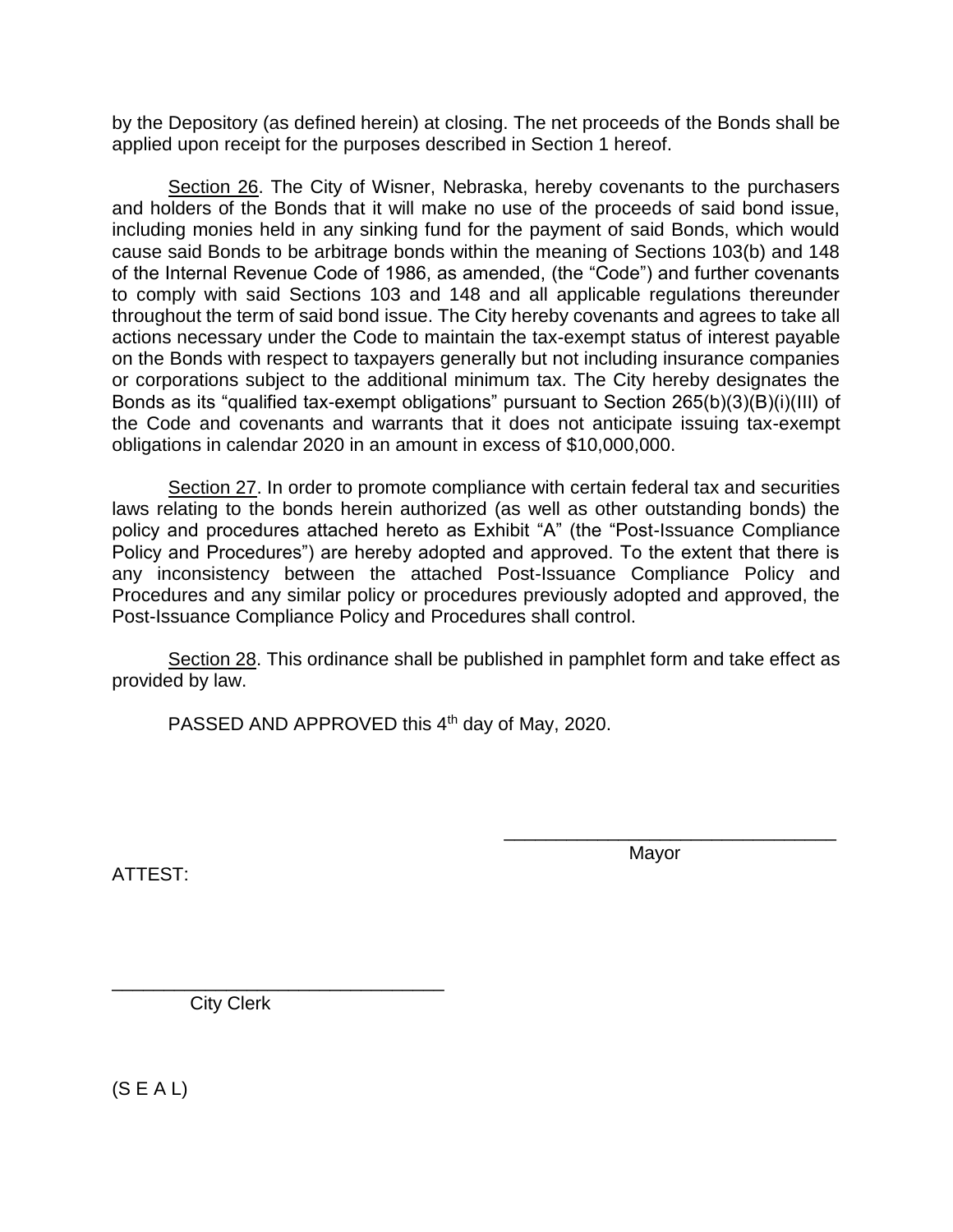by the Depository (as defined herein) at closing. The net proceeds of the Bonds shall be applied upon receipt for the purposes described in Section 1 hereof.

Section 26. The City of Wisner, Nebraska, hereby covenants to the purchasers and holders of the Bonds that it will make no use of the proceeds of said bond issue, including monies held in any sinking fund for the payment of said Bonds, which would cause said Bonds to be arbitrage bonds within the meaning of Sections 103(b) and 148 of the Internal Revenue Code of 1986, as amended, (the "Code") and further covenants to comply with said Sections 103 and 148 and all applicable regulations thereunder throughout the term of said bond issue. The City hereby covenants and agrees to take all actions necessary under the Code to maintain the tax-exempt status of interest payable on the Bonds with respect to taxpayers generally but not including insurance companies or corporations subject to the additional minimum tax. The City hereby designates the Bonds as its "qualified tax-exempt obligations" pursuant to Section 265(b)(3)(B)(i)(III) of the Code and covenants and warrants that it does not anticipate issuing tax-exempt obligations in calendar 2020 in an amount in excess of $10,000,000.

Section 27. In order to promote compliance with certain federal tax and securities laws relating to the bonds herein authorized (as well as other outstanding bonds) the policy and procedures attached hereto as Exhibit "A" (the "Post-Issuance Compliance Policy and Procedures") are hereby adopted and approved. To the extent that there is any inconsistency between the attached Post-Issuance Compliance Policy and Procedures and any similar policy or procedures previously adopted and approved, the Post-Issuance Compliance Policy and Procedures shall control.

Section 28. This ordinance shall be published in pamphlet form and take effect as provided by law.

PASSED AND APPROVED this 4th day of May, 2020.

\_\_\_\_\_\_\_\_\_\_\_\_\_\_\_\_\_\_\_\_\_\_\_\_\_\_\_\_\_\_\_\_
Mayor

ATTEST:

\_\_\_\_\_\_\_\_\_\_\_\_\_\_\_\_\_\_\_\_\_\_\_\_\_\_\_\_\_\_\_\_
City Clerk

(S E A L)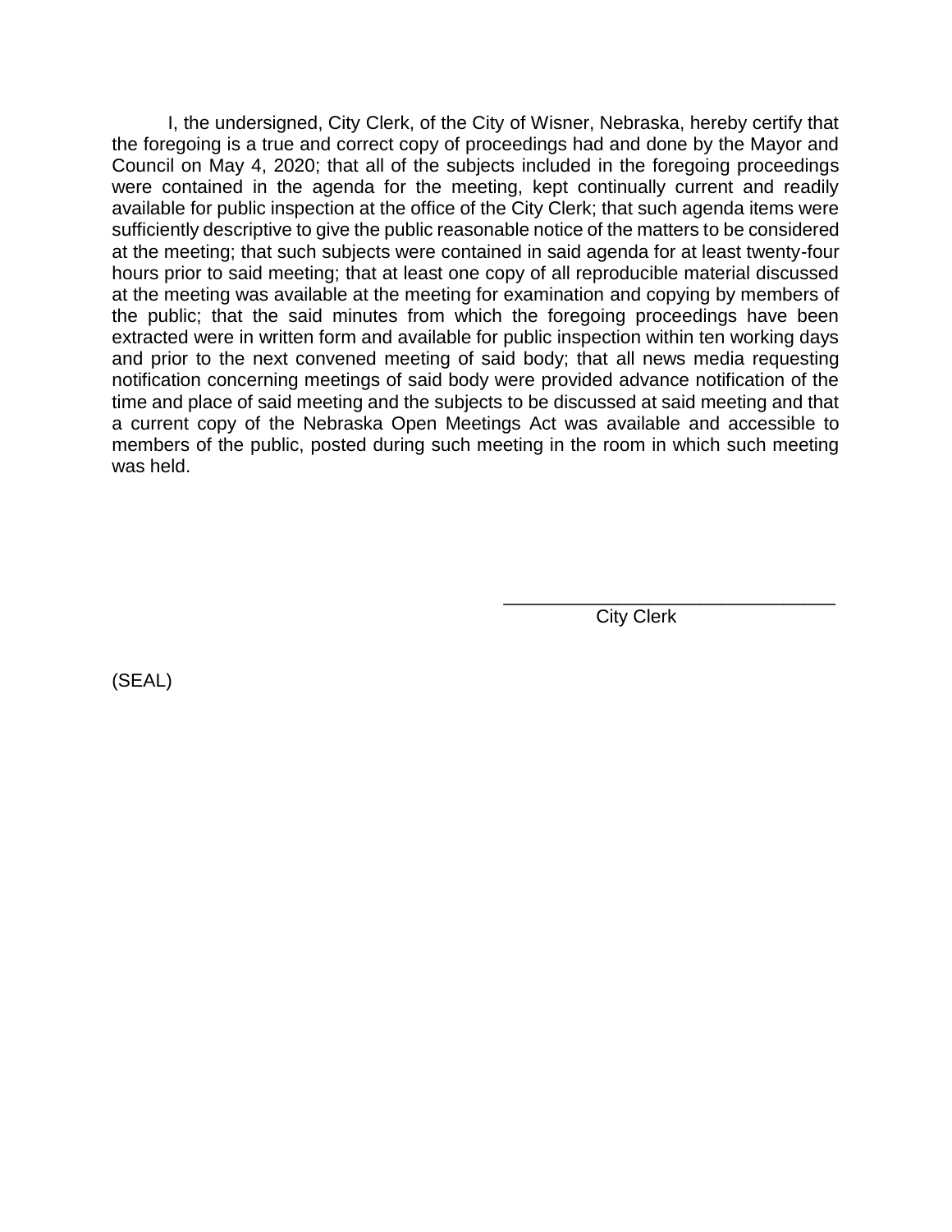I, the undersigned, City Clerk, of the City of Wisner, Nebraska, hereby certify that the foregoing is a true and correct copy of proceedings had and done by the Mayor and Council on May 4, 2020; that all of the subjects included in the foregoing proceedings were contained in the agenda for the meeting, kept continually current and readily available for public inspection at the office of the City Clerk; that such agenda items were sufficiently descriptive to give the public reasonable notice of the matters to be considered at the meeting; that such subjects were contained in said agenda for at least twenty-four hours prior to said meeting; that at least one copy of all reproducible material discussed at the meeting was available at the meeting for examination and copying by members of the public; that the said minutes from which the foregoing proceedings have been extracted were in written form and available for public inspection within ten working days and prior to the next convened meeting of said body; that all news media requesting notification concerning meetings of said body were provided advance notification of the time and place of said meeting and the subjects to be discussed at said meeting and that a current copy of the Nebraska Open Meetings Act was available and accessible to members of the public, posted during such meeting in the room in which such meeting was held.

\_\_\_\_\_\_\_\_\_\_\_\_\_\_\_\_\_\_\_\_\_\_\_\_\_\_\_\_\_\_\_\_

City Clerk

(SEAL)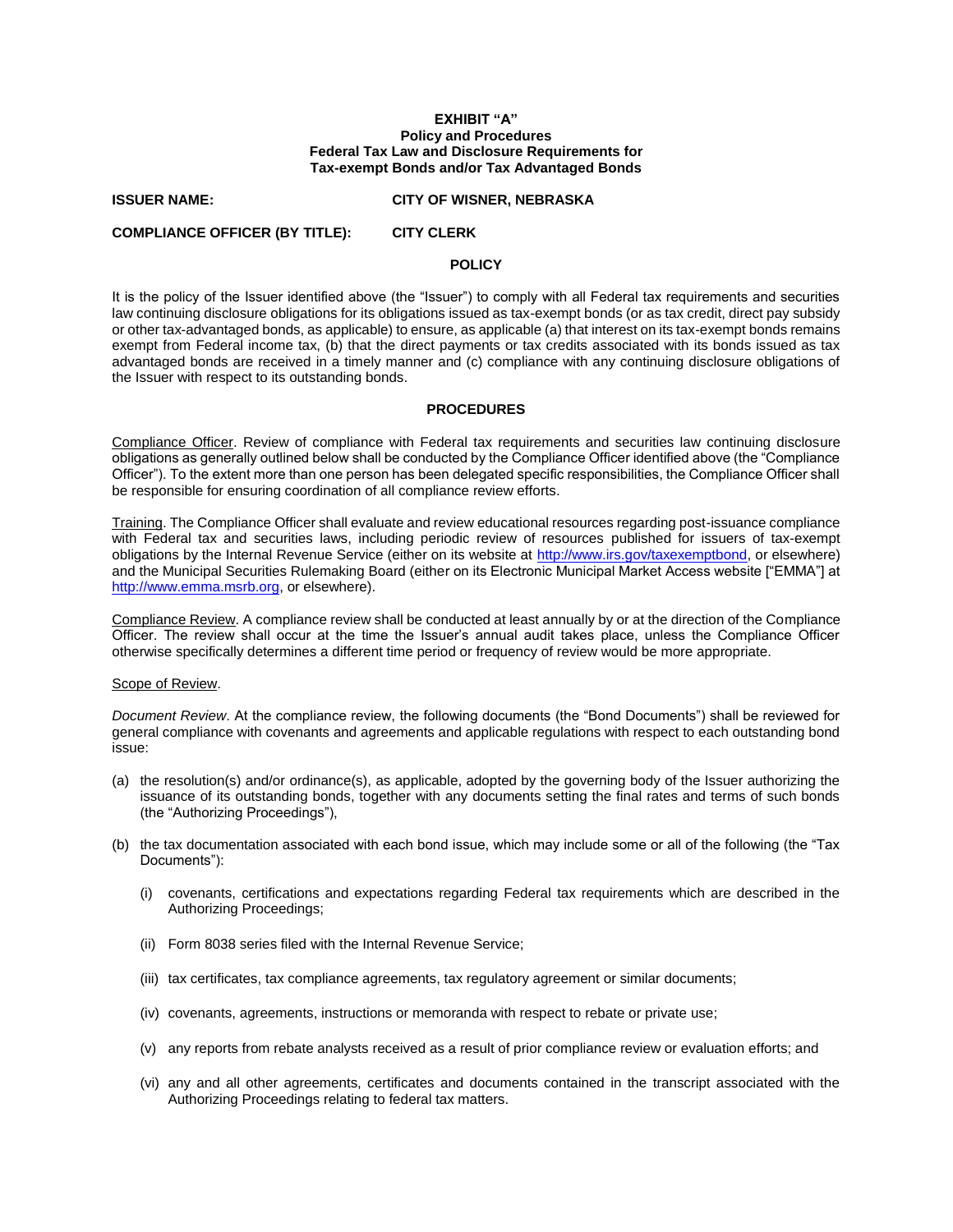**EXHIBIT "A"**
**Policy and Procedures**
**Federal Tax Law and Disclosure Requirements for**
**Tax-exempt Bonds and/or Tax Advantaged Bonds**

**ISSUER NAME:** **CITY OF WISNER, NEBRASKA**

**COMPLIANCE OFFICER (BY TITLE):** **CITY CLERK**

**POLICY**

It is the policy of the Issuer identified above (the "Issuer") to comply with all Federal tax requirements and securities law continuing disclosure obligations for its obligations issued as tax-exempt bonds (or as tax credit, direct pay subsidy or other tax-advantaged bonds, as applicable) to ensure, as applicable (a) that interest on its tax-exempt bonds remains exempt from Federal income tax, (b) that the direct payments or tax credits associated with its bonds issued as tax advantaged bonds are received in a timely manner and (c) compliance with any continuing disclosure obligations of the Issuer with respect to its outstanding bonds.

**PROCEDURES**

Compliance Officer. Review of compliance with Federal tax requirements and securities law continuing disclosure obligations as generally outlined below shall be conducted by the Compliance Officer identified above (the "Compliance Officer"). To the extent more than one person has been delegated specific responsibilities, the Compliance Officer shall be responsible for ensuring coordination of all compliance review efforts.

Training. The Compliance Officer shall evaluate and review educational resources regarding post-issuance compliance with Federal tax and securities laws, including periodic review of resources published for issuers of tax-exempt obligations by the Internal Revenue Service (either on its website at http://www.irs.gov/taxexemptbond, or elsewhere) and the Municipal Securities Rulemaking Board (either on its Electronic Municipal Market Access website ["EMMA"] at http://www.emma.msrb.org, or elsewhere).

Compliance Review. A compliance review shall be conducted at least annually by or at the direction of the Compliance Officer. The review shall occur at the time the Issuer's annual audit takes place, unless the Compliance Officer otherwise specifically determines a different time period or frequency of review would be more appropriate.

Scope of Review.

*Document Review*. At the compliance review, the following documents (the "Bond Documents") shall be reviewed for general compliance with covenants and agreements and applicable regulations with respect to each outstanding bond issue:

(a) the resolution(s) and/or ordinance(s), as applicable, adopted by the governing body of the Issuer authorizing the issuance of its outstanding bonds, together with any documents setting the final rates and terms of such bonds (the "Authorizing Proceedings"),

(b) the tax documentation associated with each bond issue, which may include some or all of the following (the "Tax Documents"):

   (i) covenants, certifications and expectations regarding Federal tax requirements which are described in the Authorizing Proceedings;

   (ii) Form 8038 series filed with the Internal Revenue Service;

   (iii) tax certificates, tax compliance agreements, tax regulatory agreement or similar documents;

   (iv) covenants, agreements, instructions or memoranda with respect to rebate or private use;

   (v) any reports from rebate analysts received as a result of prior compliance review or evaluation efforts; and

   (vi) any and all other agreements, certificates and documents contained in the transcript associated with the Authorizing Proceedings relating to federal tax matters.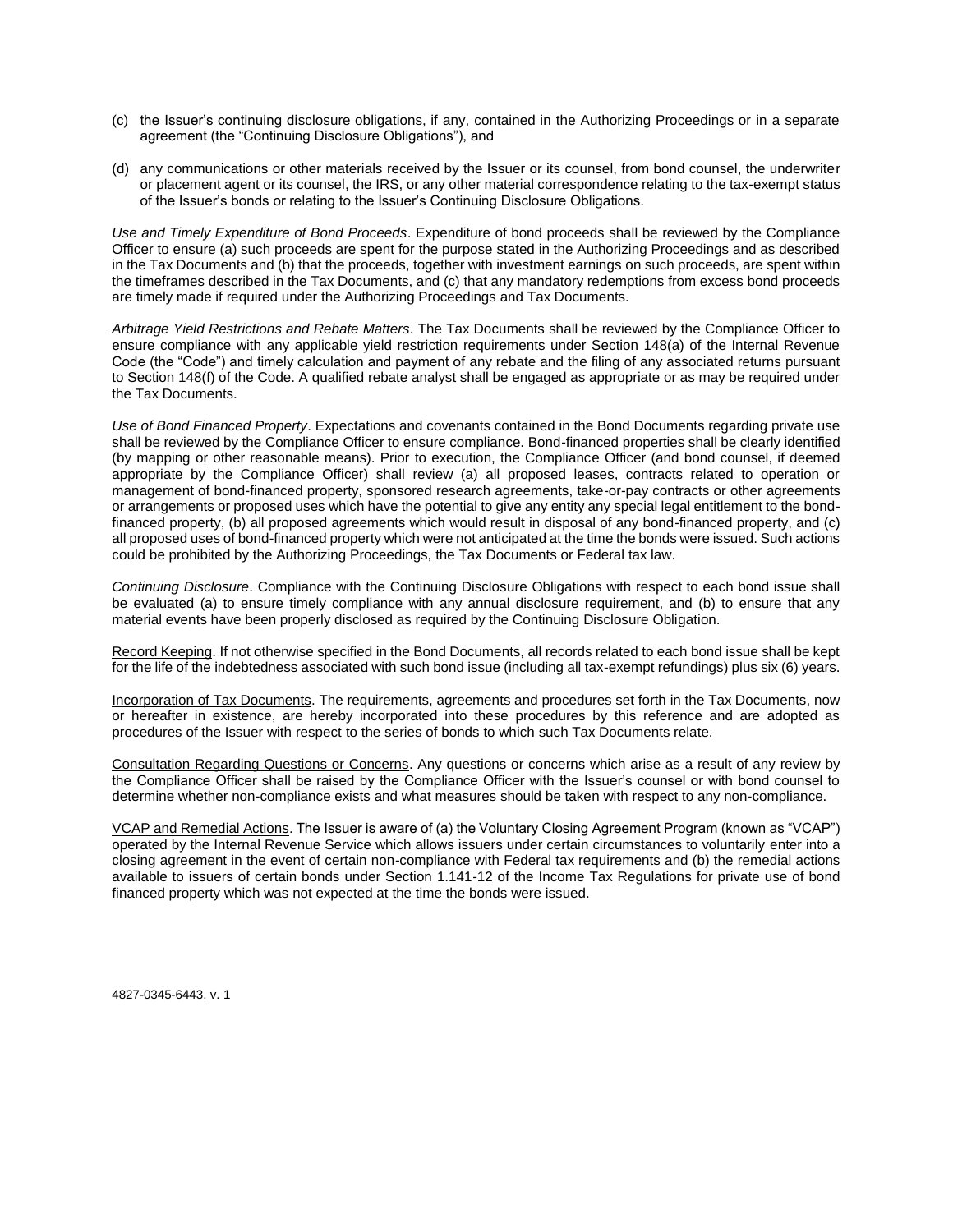(c) the Issuer's continuing disclosure obligations, if any, contained in the Authorizing Proceedings or in a separate agreement (the "Continuing Disclosure Obligations"), and

(d) any communications or other materials received by the Issuer or its counsel, from bond counsel, the underwriter or placement agent or its counsel, the IRS, or any other material correspondence relating to the tax-exempt status of the Issuer's bonds or relating to the Issuer's Continuing Disclosure Obligations.

*Use and Timely Expenditure of Bond Proceeds*. Expenditure of bond proceeds shall be reviewed by the Compliance Officer to ensure (a) such proceeds are spent for the purpose stated in the Authorizing Proceedings and as described in the Tax Documents and (b) that the proceeds, together with investment earnings on such proceeds, are spent within the timeframes described in the Tax Documents, and (c) that any mandatory redemptions from excess bond proceeds are timely made if required under the Authorizing Proceedings and Tax Documents.

*Arbitrage Yield Restrictions and Rebate Matters*. The Tax Documents shall be reviewed by the Compliance Officer to ensure compliance with any applicable yield restriction requirements under Section 148(a) of the Internal Revenue Code (the "Code") and timely calculation and payment of any rebate and the filing of any associated returns pursuant to Section 148(f) of the Code. A qualified rebate analyst shall be engaged as appropriate or as may be required under the Tax Documents.

*Use of Bond Financed Property*. Expectations and covenants contained in the Bond Documents regarding private use shall be reviewed by the Compliance Officer to ensure compliance. Bond-financed properties shall be clearly identified (by mapping or other reasonable means). Prior to execution, the Compliance Officer (and bond counsel, if deemed appropriate by the Compliance Officer) shall review (a) all proposed leases, contracts related to operation or management of bond-financed property, sponsored research agreements, take-or-pay contracts or other agreements or arrangements or proposed uses which have the potential to give any entity any special legal entitlement to the bond-financed property, (b) all proposed agreements which would result in disposal of any bond-financed property, and (c) all proposed uses of bond-financed property which were not anticipated at the time the bonds were issued. Such actions could be prohibited by the Authorizing Proceedings, the Tax Documents or Federal tax law.

*Continuing Disclosure*. Compliance with the Continuing Disclosure Obligations with respect to each bond issue shall be evaluated (a) to ensure timely compliance with any annual disclosure requirement, and (b) to ensure that any material events have been properly disclosed as required by the Continuing Disclosure Obligation.

<u>Record Keeping</u>. If not otherwise specified in the Bond Documents, all records related to each bond issue shall be kept for the life of the indebtedness associated with such bond issue (including all tax-exempt refundings) plus six (6) years.

<u>Incorporation of Tax Documents</u>. The requirements, agreements and procedures set forth in the Tax Documents, now or hereafter in existence, are hereby incorporated into these procedures by this reference and are adopted as procedures of the Issuer with respect to the series of bonds to which such Tax Documents relate.

<u>Consultation Regarding Questions or Concerns</u>. Any questions or concerns which arise as a result of any review by the Compliance Officer shall be raised by the Compliance Officer with the Issuer's counsel or with bond counsel to determine whether non-compliance exists and what measures should be taken with respect to any non-compliance.

<u>VCAP and Remedial Actions</u>. The Issuer is aware of (a) the Voluntary Closing Agreement Program (known as "VCAP") operated by the Internal Revenue Service which allows issuers under certain circumstances to voluntarily enter into a closing agreement in the event of certain non-compliance with Federal tax requirements and (b) the remedial actions available to issuers of certain bonds under Section 1.141-12 of the Income Tax Regulations for private use of bond financed property which was not expected at the time the bonds were issued.

4827-0345-6443, v. 1